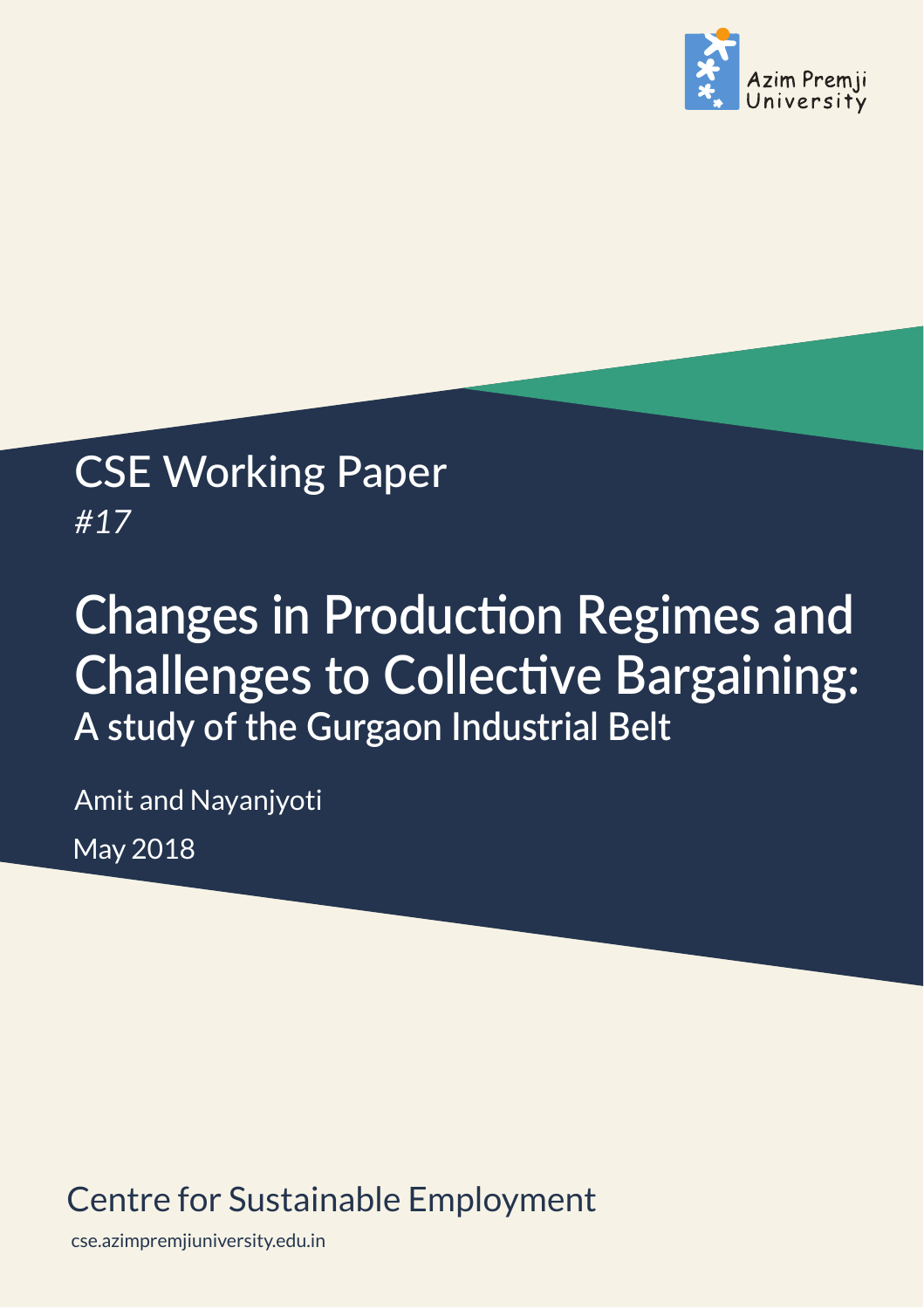Azim Premji University

CSE Working Paper
*#17*

# Changes in Production Regimes and Challenges to Collective Bargaining:
## A study of the Gurgaon Industrial Belt

Amit and Nayanjyoti

May 2018

Centre for Sustainable Employment

cse.azimpremjiuniversity.edu.in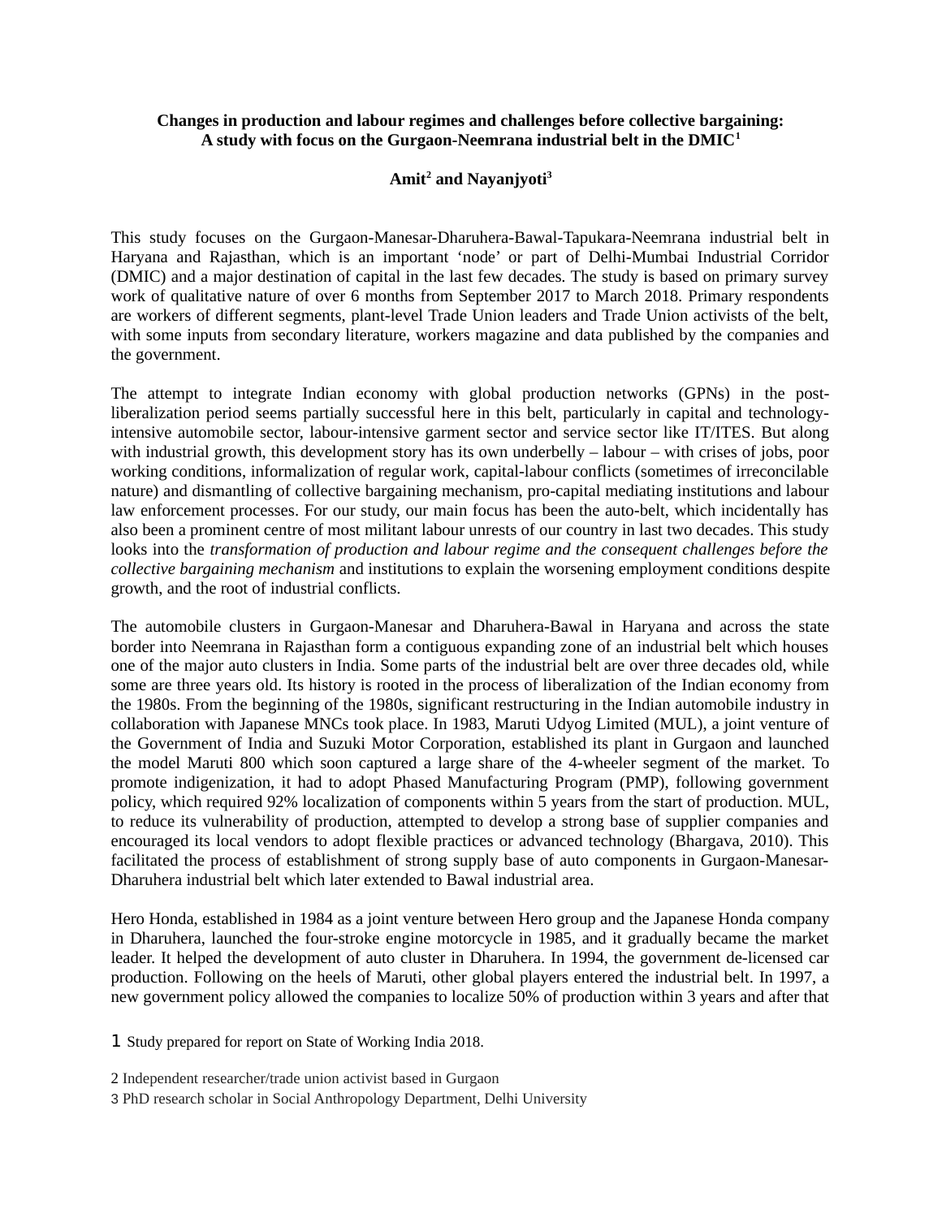**Changes in production and labour regimes and challenges before collective bargaining: A study with focus on the Gurgaon-Neemrana industrial belt in the DMIC**[1]

**Amit**[2] **and Nayanjyoti**[3]

This study focuses on the Gurgaon-Manesar-Dharuhera-Bawal-Tapukara-Neemrana industrial belt in Haryana and Rajasthan, which is an important 'node' or part of Delhi-Mumbai Industrial Corridor (DMIC) and a major destination of capital in the last few decades. The study is based on primary survey work of qualitative nature of over 6 months from September 2017 to March 2018. Primary respondents are workers of different segments, plant-level Trade Union leaders and Trade Union activists of the belt, with some inputs from secondary literature, workers magazine and data published by the companies and the government.

The attempt to integrate Indian economy with global production networks (GPNs) in the post-liberalization period seems partially successful here in this belt, particularly in capital and technology-intensive automobile sector, labour-intensive garment sector and service sector like IT/ITES. But along with industrial growth, this development story has its own underbelly – labour – with crises of jobs, poor working conditions, informalization of regular work, capital-labour conflicts (sometimes of irreconcilable nature) and dismantling of collective bargaining mechanism, pro-capital mediating institutions and labour law enforcement processes. For our study, our main focus has been the auto-belt, which incidentally has also been a prominent centre of most militant labour unrests of our country in last two decades. This study looks into the *transformation of production and labour regime and the consequent challenges before the collective bargaining mechanism* and institutions to explain the worsening employment conditions despite growth, and the root of industrial conflicts.

The automobile clusters in Gurgaon-Manesar and Dharuhera-Bawal in Haryana and across the state border into Neemrana in Rajasthan form a contiguous expanding zone of an industrial belt which houses one of the major auto clusters in India. Some parts of the industrial belt are over three decades old, while some are three years old. Its history is rooted in the process of liberalization of the Indian economy from the 1980s. From the beginning of the 1980s, significant restructuring in the Indian automobile industry in collaboration with Japanese MNCs took place. In 1983, Maruti Udyog Limited (MUL), a joint venture of the Government of India and Suzuki Motor Corporation, established its plant in Gurgaon and launched the model Maruti 800 which soon captured a large share of the 4-wheeler segment of the market. To promote indigenization, it had to adopt Phased Manufacturing Program (PMP), following government policy, which required 92% localization of components within 5 years from the start of production. MUL, to reduce its vulnerability of production, attempted to develop a strong base of supplier companies and encouraged its local vendors to adopt flexible practices or advanced technology (Bhargava, 2010). This facilitated the process of establishment of strong supply base of auto components in Gurgaon-Manesar-Dharuhera industrial belt which later extended to Bawal industrial area.

Hero Honda, established in 1984 as a joint venture between Hero group and the Japanese Honda company in Dharuhera, launched the four-stroke engine motorcycle in 1985, and it gradually became the market leader. It helped the development of auto cluster in Dharuhera. In 1994, the government de-licensed car production. Following on the heels of Maruti, other global players entered the industrial belt. In 1997, a new government policy allowed the companies to localize 50% of production within 3 years and after that

1 Study prepared for report on State of Working India 2018.

2 Independent researcher/trade union activist based in Gurgaon

3 PhD research scholar in Social Anthropology Department, Delhi University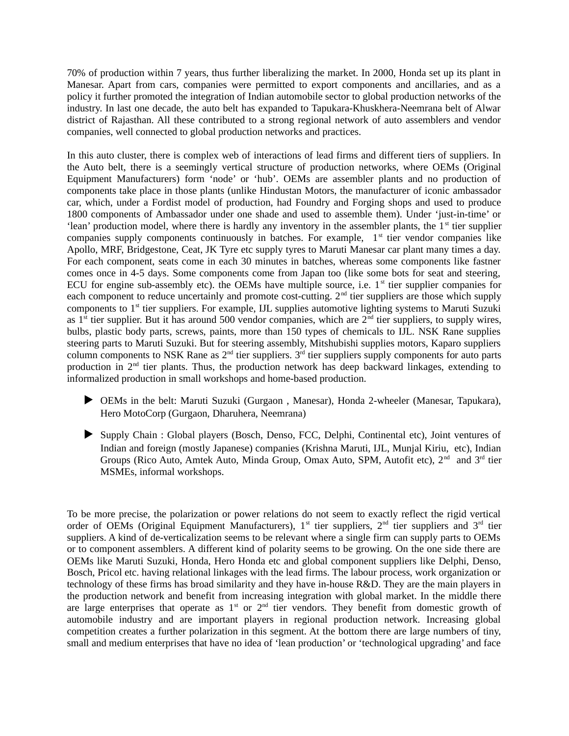70% of production within 7 years, thus further liberalizing the market. In 2000, Honda set up its plant in Manesar. Apart from cars, companies were permitted to export components and ancillaries, and as a policy it further promoted the integration of Indian automobile sector to global production networks of the industry. In last one decade, the auto belt has expanded to Tapukara-Khuskhera-Neemrana belt of Alwar district of Rajasthan. All these contributed to a strong regional network of auto assemblers and vendor companies, well connected to global production networks and practices.

In this auto cluster, there is complex web of interactions of lead firms and different tiers of suppliers. In the Auto belt, there is a seemingly vertical structure of production networks, where OEMs (Original Equipment Manufacturers) form 'node' or 'hub'. OEMs are assembler plants and no production of components take place in those plants (unlike Hindustan Motors, the manufacturer of iconic ambassador car, which, under a Fordist model of production, had Foundry and Forging shops and used to produce 1800 components of Ambassador under one shade and used to assemble them). Under 'just-in-time' or 'lean' production model, where there is hardly any inventory in the assembler plants, the 1st tier supplier companies supply components continuously in batches. For example, 1st tier vendor companies like Apollo, MRF, Bridgestone, Ceat, JK Tyre etc supply tyres to Maruti Manesar car plant many times a day. For each component, seats come in each 30 minutes in batches, whereas some components like fastner comes once in 4-5 days. Some components come from Japan too (like some bots for seat and steering, ECU for engine sub-assembly etc). the OEMs have multiple source, i.e. 1st tier supplier companies for each component to reduce uncertainly and promote cost-cutting. 2nd tier suppliers are those which supply components to 1st tier suppliers. For example, IJL supplies automotive lighting systems to Maruti Suzuki as 1st tier supplier. But it has around 500 vendor companies, which are 2nd tier suppliers, to supply wires, bulbs, plastic body parts, screws, paints, more than 150 types of chemicals to IJL. NSK Rane supplies steering parts to Maruti Suzuki. But for steering assembly, Mitshubishi supplies motors, Kaparo suppliers column components to NSK Rane as 2nd tier suppliers. 3rd tier suppliers supply components for auto parts production in 2nd tier plants. Thus, the production network has deep backward linkages, extending to informalized production in small workshops and home-based production.

- OEMs in the belt: Maruti Suzuki (Gurgaon , Manesar), Honda 2-wheeler (Manesar, Tapukara), Hero MotoCorp (Gurgaon, Dharuhera, Neemrana)
- Supply Chain : Global players (Bosch, Denso, FCC, Delphi, Continental etc), Joint ventures of Indian and foreign (mostly Japanese) companies (Krishna Maruti, IJL, Munjal Kiriu, etc), Indian Groups (Rico Auto, Amtek Auto, Minda Group, Omax Auto, SPM, Autofit etc), 2nd and 3rd tier MSMEs, informal workshops.

To be more precise, the polarization or power relations do not seem to exactly reflect the rigid vertical order of OEMs (Original Equipment Manufacturers), 1st tier suppliers, 2nd tier suppliers and 3rd tier suppliers. A kind of de-verticalization seems to be relevant where a single firm can supply parts to OEMs or to component assemblers. A different kind of polarity seems to be growing. On the one side there are OEMs like Maruti Suzuki, Honda, Hero Honda etc and global component suppliers like Delphi, Denso, Bosch, Pricol etc. having relational linkages with the lead firms. The labour process, work organization or technology of these firms has broad similarity and they have in-house R&D. They are the main players in the production network and benefit from increasing integration with global market. In the middle there are large enterprises that operate as 1st or 2nd tier vendors. They benefit from domestic growth of automobile industry and are important players in regional production network. Increasing global competition creates a further polarization in this segment. At the bottom there are large numbers of tiny, small and medium enterprises that have no idea of 'lean production' or 'technological upgrading' and face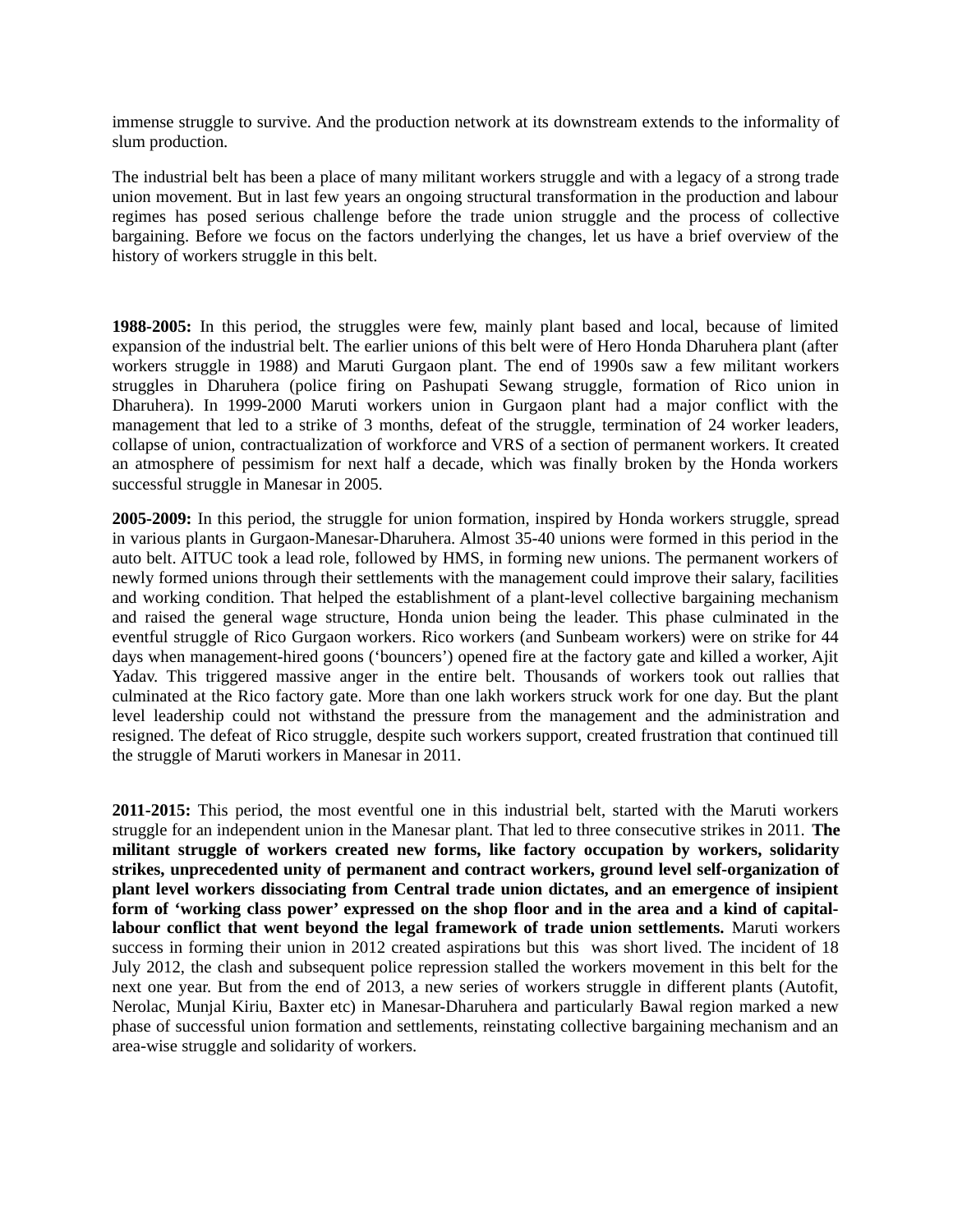immense struggle to survive. And the production network at its downstream extends to the informality of slum production.

The industrial belt has been a place of many militant workers struggle and with a legacy of a strong trade union movement. But in last few years an ongoing structural transformation in the production and labour regimes has posed serious challenge before the trade union struggle and the process of collective bargaining. Before we focus on the factors underlying the changes, let us have a brief overview of the history of workers struggle in this belt.

**1988-2005:** In this period, the struggles were few, mainly plant based and local, because of limited expansion of the industrial belt. The earlier unions of this belt were of Hero Honda Dharuhera plant (after workers struggle in 1988) and Maruti Gurgaon plant. The end of 1990s saw a few militant workers struggles in Dharuhera (police firing on Pashupati Sewang struggle, formation of Rico union in Dharuhera). In 1999-2000 Maruti workers union in Gurgaon plant had a major conflict with the management that led to a strike of 3 months, defeat of the struggle, termination of 24 worker leaders, collapse of union, contractualization of workforce and VRS of a section of permanent workers. It created an atmosphere of pessimism for next half a decade, which was finally broken by the Honda workers successful struggle in Manesar in 2005.

**2005-2009:** In this period, the struggle for union formation, inspired by Honda workers struggle, spread in various plants in Gurgaon-Manesar-Dharuhera. Almost 35-40 unions were formed in this period in the auto belt. AITUC took a lead role, followed by HMS, in forming new unions. The permanent workers of newly formed unions through their settlements with the management could improve their salary, facilities and working condition. That helped the establishment of a plant-level collective bargaining mechanism and raised the general wage structure, Honda union being the leader. This phase culminated in the eventful struggle of Rico Gurgaon workers. Rico workers (and Sunbeam workers) were on strike for 44 days when management-hired goons ('bouncers') opened fire at the factory gate and killed a worker, Ajit Yadav. This triggered massive anger in the entire belt. Thousands of workers took out rallies that culminated at the Rico factory gate. More than one lakh workers struck work for one day. But the plant level leadership could not withstand the pressure from the management and the administration and resigned. The defeat of Rico struggle, despite such workers support, created frustration that continued till the struggle of Maruti workers in Manesar in 2011.

**2011-2015:** This period, the most eventful one in this industrial belt, started with the Maruti workers struggle for an independent union in the Manesar plant. That led to three consecutive strikes in 2011. **The militant struggle of workers created new forms, like factory occupation by workers, solidarity strikes, unprecedented unity of permanent and contract workers, ground level self-organization of plant level workers dissociating from Central trade union dictates, and an emergence of insipient form of 'working class power' expressed on the shop floor and in the area and a kind of capital-labour conflict that went beyond the legal framework of trade union settlements.** Maruti workers success in forming their union in 2012 created aspirations but this was short lived. The incident of 18 July 2012, the clash and subsequent police repression stalled the workers movement in this belt for the next one year. But from the end of 2013, a new series of workers struggle in different plants (Autofit, Nerolac, Munjal Kiriu, Baxter etc) in Manesar-Dharuhera and particularly Bawal region marked a new phase of successful union formation and settlements, reinstating collective bargaining mechanism and an area-wise struggle and solidarity of workers.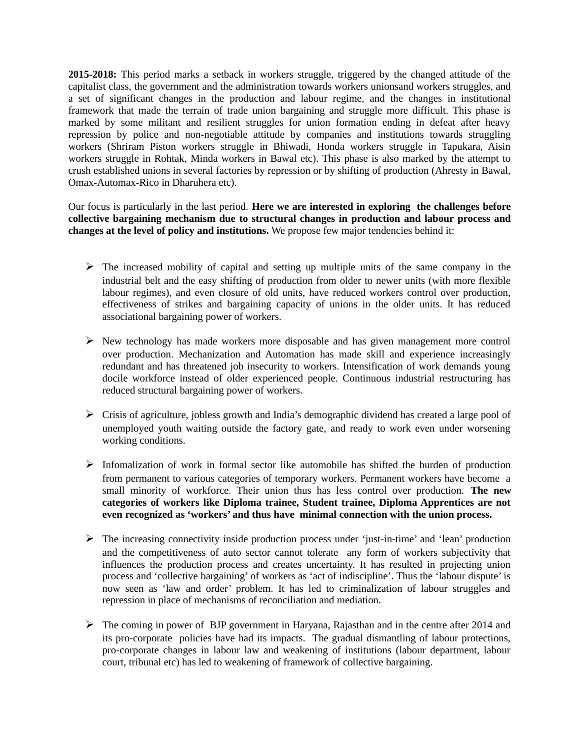**2015-2018:** This period marks a setback in workers struggle, triggered by the changed attitude of the capitalist class, the government and the administration towards workers unionsand workers struggles, and a set of significant changes in the production and labour regime, and the changes in institutional framework that made the terrain of trade union bargaining and struggle more difficult. This phase is marked by some militant and resilient struggles for union formation ending in defeat after heavy repression by police and non-negotiable attitude by companies and institutions towards struggling workers (Shriram Piston workers struggle in Bhiwadi, Honda workers struggle in Tapukara, Aisin workers struggle in Rohtak, Minda workers in Bawal etc). This phase is also marked by the attempt to crush established unions in several factories by repression or by shifting of production (Ahresty in Bawal, Omax-Automax-Rico in Dharuhera etc).

Our focus is particularly in the last period. **Here we are interested in exploring the challenges before collective bargaining mechanism due to structural changes in production and labour process and changes at the level of policy and institutions.** We propose few major tendencies behind it:

- The increased mobility of capital and setting up multiple units of the same company in the industrial belt and the easy shifting of production from older to newer units (with more flexible labour regimes), and even closure of old units, have reduced workers control over production, effectiveness of strikes and bargaining capacity of unions in the older units. It has reduced associational bargaining power of workers.

- New technology has made workers more disposable and has given management more control over production. Mechanization and Automation has made skill and experience increasingly redundant and has threatened job insecurity to workers. Intensification of work demands young docile workforce instead of older experienced people. Continuous industrial restructuring has reduced structural bargaining power of workers.

- Crisis of agriculture, jobless growth and India's demographic dividend has created a large pool of unemployed youth waiting outside the factory gate, and ready to work even under worsening working conditions.

- Infomalization of work in formal sector like automobile has shifted the burden of production from permanent to various categories of temporary workers. Permanent workers have become a small minority of workforce. Their union thus has less control over production. **The new categories of workers like Diploma trainee, Student trainee, Diploma Apprentices are not even recognized as 'workers' and thus have minimal connection with the union process.**

- The increasing connectivity inside production process under 'just-in-time' and 'lean' production and the competitiveness of auto sector cannot tolerate any form of workers subjectivity that influences the production process and creates uncertainty. It has resulted in projecting union process and 'collective bargaining' of workers as 'act of indiscipline'. Thus the 'labour dispute' is now seen as 'law and order' problem. It has led to criminalization of labour struggles and repression in place of mechanisms of reconciliation and mediation.

- The coming in power of BJP government in Haryana, Rajasthan and in the centre after 2014 and its pro-corporate policies have had its impacts. The gradual dismantling of labour protections, pro-corporate changes in labour law and weakening of institutions (labour department, labour court, tribunal etc) has led to weakening of framework of collective bargaining.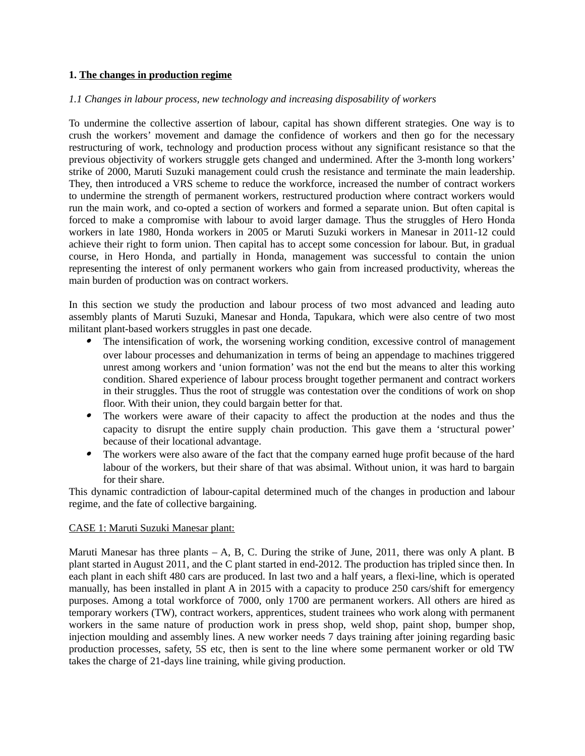**1. <u>The changes in production regime</u>**

*1.1 Changes in labour process, new technology and increasing disposability of workers*

To undermine the collective assertion of labour, capital has shown different strategies. One way is to crush the workers' movement and damage the confidence of workers and then go for the necessary restructuring of work, technology and production process without any significant resistance so that the previous objectivity of workers struggle gets changed and undermined. After the 3-month long workers' strike of 2000, Maruti Suzuki management could crush the resistance and terminate the main leadership. They, then introduced a VRS scheme to reduce the workforce, increased the number of contract workers to undermine the strength of permanent workers, restructured production where contract workers would run the main work, and co-opted a section of workers and formed a separate union. But often capital is forced to make a compromise with labour to avoid larger damage. Thus the struggles of Hero Honda workers in late 1980, Honda workers in 2005 or Maruti Suzuki workers in Manesar in 2011-12 could achieve their right to form union. Then capital has to accept some concession for labour. But, in gradual course, in Hero Honda, and partially in Honda, management was successful to contain the union representing the interest of only permanent workers who gain from increased productivity, whereas the main burden of production was on contract workers.

In this section we study the production and labour process of two most advanced and leading auto assembly plants of Maruti Suzuki, Manesar and Honda, Tapukara, which were also centre of two most militant plant-based workers struggles in past one decade.

- The intensification of work, the worsening working condition, excessive control of management over labour processes and dehumanization in terms of being an appendage to machines triggered unrest among workers and 'union formation' was not the end but the means to alter this working condition. Shared experience of labour process brought together permanent and contract workers in their struggles. Thus the root of struggle was contestation over the conditions of work on shop floor. With their union, they could bargain better for that.
- The workers were aware of their capacity to affect the production at the nodes and thus the capacity to disrupt the entire supply chain production. This gave them a 'structural power' because of their locational advantage.
- The workers were also aware of the fact that the company earned huge profit because of the hard labour of the workers, but their share of that was absimal. Without union, it was hard to bargain for their share.

This dynamic contradiction of labour-capital determined much of the changes in production and labour regime, and the fate of collective bargaining.

<u>CASE 1: Maruti Suzuki Manesar plant:</u>

Maruti Manesar has three plants – A, B, C. During the strike of June, 2011, there was only A plant. B plant started in August 2011, and the C plant started in end-2012. The production has tripled since then. In each plant in each shift 480 cars are produced. In last two and a half years, a flexi-line, which is operated manually, has been installed in plant A in 2015 with a capacity to produce 250 cars/shift for emergency purposes. Among a total workforce of 7000, only 1700 are permanent workers. All others are hired as temporary workers (TW), contract workers, apprentices, student trainees who work along with permanent workers in the same nature of production work in press shop, weld shop, paint shop, bumper shop, injection moulding and assembly lines. A new worker needs 7 days training after joining regarding basic production processes, safety, 5S etc, then is sent to the line where some permanent worker or old TW takes the charge of 21-days line training, while giving production.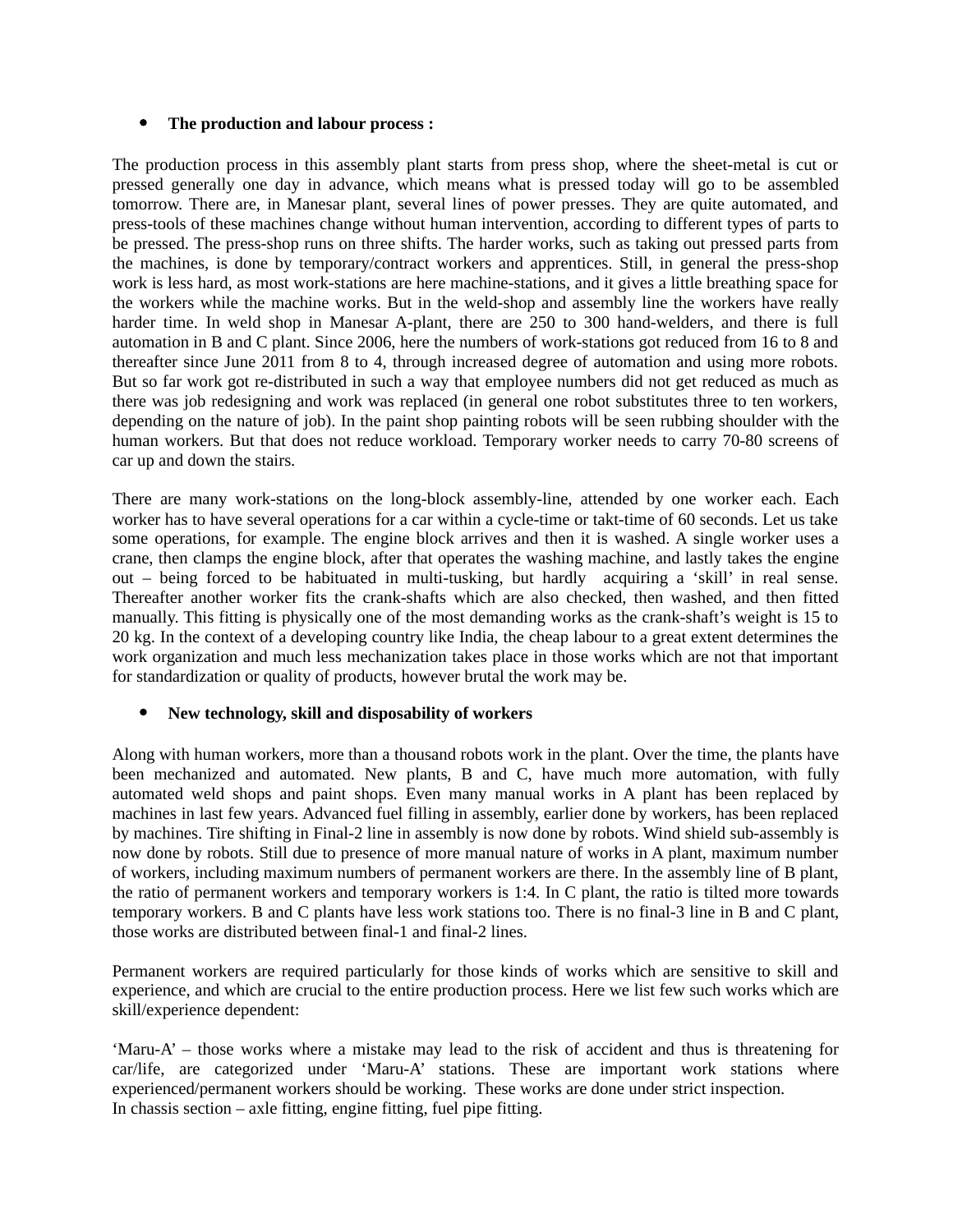- **The production and labour process :**

The production process in this assembly plant starts from press shop, where the sheet-metal is cut or pressed generally one day in advance, which means what is pressed today will go to be assembled tomorrow. There are, in Manesar plant, several lines of power presses. They are quite automated, and press-tools of these machines change without human intervention, according to different types of parts to be pressed. The press-shop runs on three shifts. The harder works, such as taking out pressed parts from the machines, is done by temporary/contract workers and apprentices. Still, in general the press-shop work is less hard, as most work-stations are here machine-stations, and it gives a little breathing space for the workers while the machine works. But in the weld-shop and assembly line the workers have really harder time. In weld shop in Manesar A-plant, there are 250 to 300 hand-welders, and there is full automation in B and C plant. Since 2006, here the numbers of work-stations got reduced from 16 to 8 and thereafter since June 2011 from 8 to 4, through increased degree of automation and using more robots. But so far work got re-distributed in such a way that employee numbers did not get reduced as much as there was job redesigning and work was replaced (in general one robot substitutes three to ten workers, depending on the nature of job). In the paint shop painting robots will be seen rubbing shoulder with the human workers. But that does not reduce workload. Temporary worker needs to carry 70-80 screens of car up and down the stairs.

There are many work-stations on the long-block assembly-line, attended by one worker each. Each worker has to have several operations for a car within a cycle-time or takt-time of 60 seconds. Let us take some operations, for example. The engine block arrives and then it is washed. A single worker uses a crane, then clamps the engine block, after that operates the washing machine, and lastly takes the engine out – being forced to be habituated in multi-tusking, but hardly acquiring a 'skill' in real sense. Thereafter another worker fits the crank-shafts which are also checked, then washed, and then fitted manually. This fitting is physically one of the most demanding works as the crank-shaft's weight is 15 to 20 kg. In the context of a developing country like India, the cheap labour to a great extent determines the work organization and much less mechanization takes place in those works which are not that important for standardization or quality of products, however brutal the work may be.

- **New technology, skill and disposability of workers**

Along with human workers, more than a thousand robots work in the plant. Over the time, the plants have been mechanized and automated. New plants, B and C, have much more automation, with fully automated weld shops and paint shops. Even many manual works in A plant has been replaced by machines in last few years. Advanced fuel filling in assembly, earlier done by workers, has been replaced by machines. Tire shifting in Final-2 line in assembly is now done by robots. Wind shield sub-assembly is now done by robots. Still due to presence of more manual nature of works in A plant, maximum number of workers, including maximum numbers of permanent workers are there. In the assembly line of B plant, the ratio of permanent workers and temporary workers is 1:4. In C plant, the ratio is tilted more towards temporary workers. B and C plants have less work stations too. There is no final-3 line in B and C plant, those works are distributed between final-1 and final-2 lines.

Permanent workers are required particularly for those kinds of works which are sensitive to skill and experience, and which are crucial to the entire production process. Here we list few such works which are skill/experience dependent:

'Maru-A' – those works where a mistake may lead to the risk of accident and thus is threatening for car/life, are categorized under 'Maru-A' stations. These are important work stations where experienced/permanent workers should be working. These works are done under strict inspection.
In chassis section – axle fitting, engine fitting, fuel pipe fitting.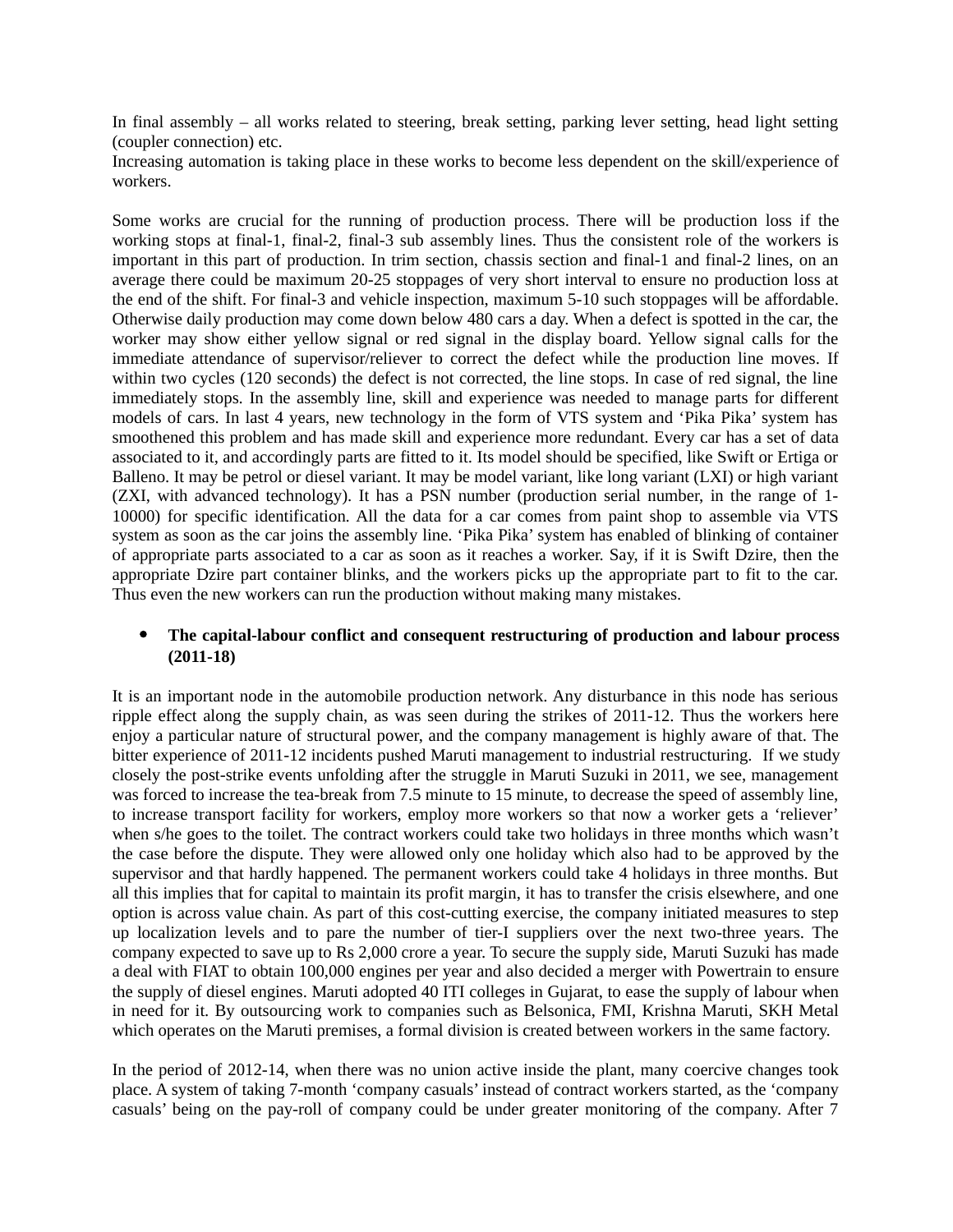In final assembly – all works related to steering, break setting, parking lever setting, head light setting (coupler connection) etc.
Increasing automation is taking place in these works to become less dependent on the skill/experience of workers.

Some works are crucial for the running of production process. There will be production loss if the working stops at final-1, final-2, final-3 sub assembly lines. Thus the consistent role of the workers is important in this part of production. In trim section, chassis section and final-1 and final-2 lines, on an average there could be maximum 20-25 stoppages of very short interval to ensure no production loss at the end of the shift. For final-3 and vehicle inspection, maximum 5-10 such stoppages will be affordable. Otherwise daily production may come down below 480 cars a day. When a defect is spotted in the car, the worker may show either yellow signal or red signal in the display board. Yellow signal calls for the immediate attendance of supervisor/reliever to correct the defect while the production line moves. If within two cycles (120 seconds) the defect is not corrected, the line stops. In case of red signal, the line immediately stops. In the assembly line, skill and experience was needed to manage parts for different models of cars. In last 4 years, new technology in the form of VTS system and 'Pika Pika' system has smoothened this problem and has made skill and experience more redundant. Every car has a set of data associated to it, and accordingly parts are fitted to it. Its model should be specified, like Swift or Ertiga or Balleno. It may be petrol or diesel variant. It may be model variant, like long variant (LXI) or high variant (ZXI, with advanced technology). It has a PSN number (production serial number, in the range of 1-10000) for specific identification. All the data for a car comes from paint shop to assemble via VTS system as soon as the car joins the assembly line. 'Pika Pika' system has enabled of blinking of container of appropriate parts associated to a car as soon as it reaches a worker. Say, if it is Swift Dzire, then the appropriate Dzire part container blinks, and the workers picks up the appropriate part to fit to the car. Thus even the new workers can run the production without making many mistakes.

- **The capital-labour conflict and consequent restructuring of production and labour process (2011-18)**

It is an important node in the automobile production network. Any disturbance in this node has serious ripple effect along the supply chain, as was seen during the strikes of 2011-12. Thus the workers here enjoy a particular nature of structural power, and the company management is highly aware of that. The bitter experience of 2011-12 incidents pushed Maruti management to industrial restructuring. If we study closely the post-strike events unfolding after the struggle in Maruti Suzuki in 2011, we see, management was forced to increase the tea-break from 7.5 minute to 15 minute, to decrease the speed of assembly line, to increase transport facility for workers, employ more workers so that now a worker gets a 'reliever' when s/he goes to the toilet. The contract workers could take two holidays in three months which wasn't the case before the dispute. They were allowed only one holiday which also had to be approved by the supervisor and that hardly happened. The permanent workers could take 4 holidays in three months. But all this implies that for capital to maintain its profit margin, it has to transfer the crisis elsewhere, and one option is across value chain. As part of this cost-cutting exercise, the company initiated measures to step up localization levels and to pare the number of tier-I suppliers over the next two-three years. The company expected to save up to Rs 2,000 crore a year. To secure the supply side, Maruti Suzuki has made a deal with FIAT to obtain 100,000 engines per year and also decided a merger with Powertrain to ensure the supply of diesel engines. Maruti adopted 40 ITI colleges in Gujarat, to ease the supply of labour when in need for it. By outsourcing work to companies such as Belsonica, FMI, Krishna Maruti, SKH Metal which operates on the Maruti premises, a formal division is created between workers in the same factory.

In the period of 2012-14, when there was no union active inside the plant, many coercive changes took place. A system of taking 7-month 'company casuals' instead of contract workers started, as the 'company casuals' being on the pay-roll of company could be under greater monitoring of the company. After 7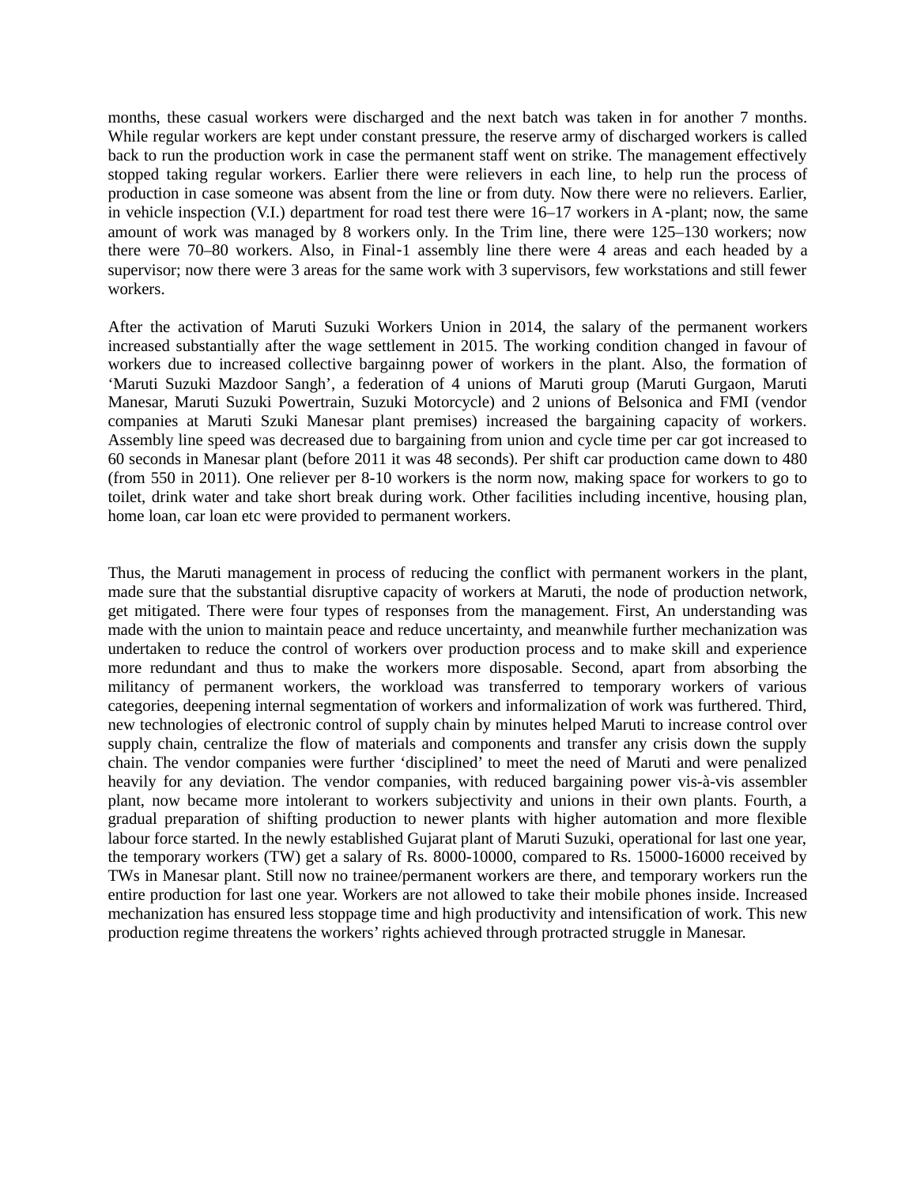months, these casual workers were discharged and the next batch was taken in for another 7 months. While regular workers are kept under constant pressure, the reserve army of discharged workers is called back to run the production work in case the permanent staff went on strike. The management effectively stopped taking regular workers. Earlier there were relievers in each line, to help run the process of production in case someone was absent from the line or from duty. Now there were no relievers. Earlier, in vehicle inspection (V.I.) department for road test there were 16–17 workers in A-plant; now, the same amount of work was managed by 8 workers only. In the Trim line, there were 125–130 workers; now there were 70–80 workers. Also, in Final-1 assembly line there were 4 areas and each headed by a supervisor; now there were 3 areas for the same work with 3 supervisors, few workstations and still fewer workers.

After the activation of Maruti Suzuki Workers Union in 2014, the salary of the permanent workers increased substantially after the wage settlement in 2015. The working condition changed in favour of workers due to increased collective bargainng power of workers in the plant. Also, the formation of 'Maruti Suzuki Mazdoor Sangh', a federation of 4 unions of Maruti group (Maruti Gurgaon, Maruti Manesar, Maruti Suzuki Powertrain, Suzuki Motorcycle) and 2 unions of Belsonica and FMI (vendor companies at Maruti Szuki Manesar plant premises) increased the bargaining capacity of workers. Assembly line speed was decreased due to bargaining from union and cycle time per car got increased to 60 seconds in Manesar plant (before 2011 it was 48 seconds). Per shift car production came down to 480 (from 550 in 2011). One reliever per 8-10 workers is the norm now, making space for workers to go to toilet, drink water and take short break during work. Other facilities including incentive, housing plan, home loan, car loan etc were provided to permanent workers.

Thus, the Maruti management in process of reducing the conflict with permanent workers in the plant, made sure that the substantial disruptive capacity of workers at Maruti, the node of production network, get mitigated. There were four types of responses from the management. First, An understanding was made with the union to maintain peace and reduce uncertainty, and meanwhile further mechanization was undertaken to reduce the control of workers over production process and to make skill and experience more redundant and thus to make the workers more disposable. Second, apart from absorbing the militancy of permanent workers, the workload was transferred to temporary workers of various categories, deepening internal segmentation of workers and informalization of work was furthered. Third, new technologies of electronic control of supply chain by minutes helped Maruti to increase control over supply chain, centralize the flow of materials and components and transfer any crisis down the supply chain. The vendor companies were further 'disciplined' to meet the need of Maruti and were penalized heavily for any deviation. The vendor companies, with reduced bargaining power vis-à-vis assembler plant, now became more intolerant to workers subjectivity and unions in their own plants. Fourth, a gradual preparation of shifting production to newer plants with higher automation and more flexible labour force started. In the newly established Gujarat plant of Maruti Suzuki, operational for last one year, the temporary workers (TW) get a salary of Rs. 8000-10000, compared to Rs. 15000-16000 received by TWs in Manesar plant. Still now no trainee/permanent workers are there, and temporary workers run the entire production for last one year. Workers are not allowed to take their mobile phones inside. Increased mechanization has ensured less stoppage time and high productivity and intensification of work. This new production regime threatens the workers' rights achieved through protracted struggle in Manesar.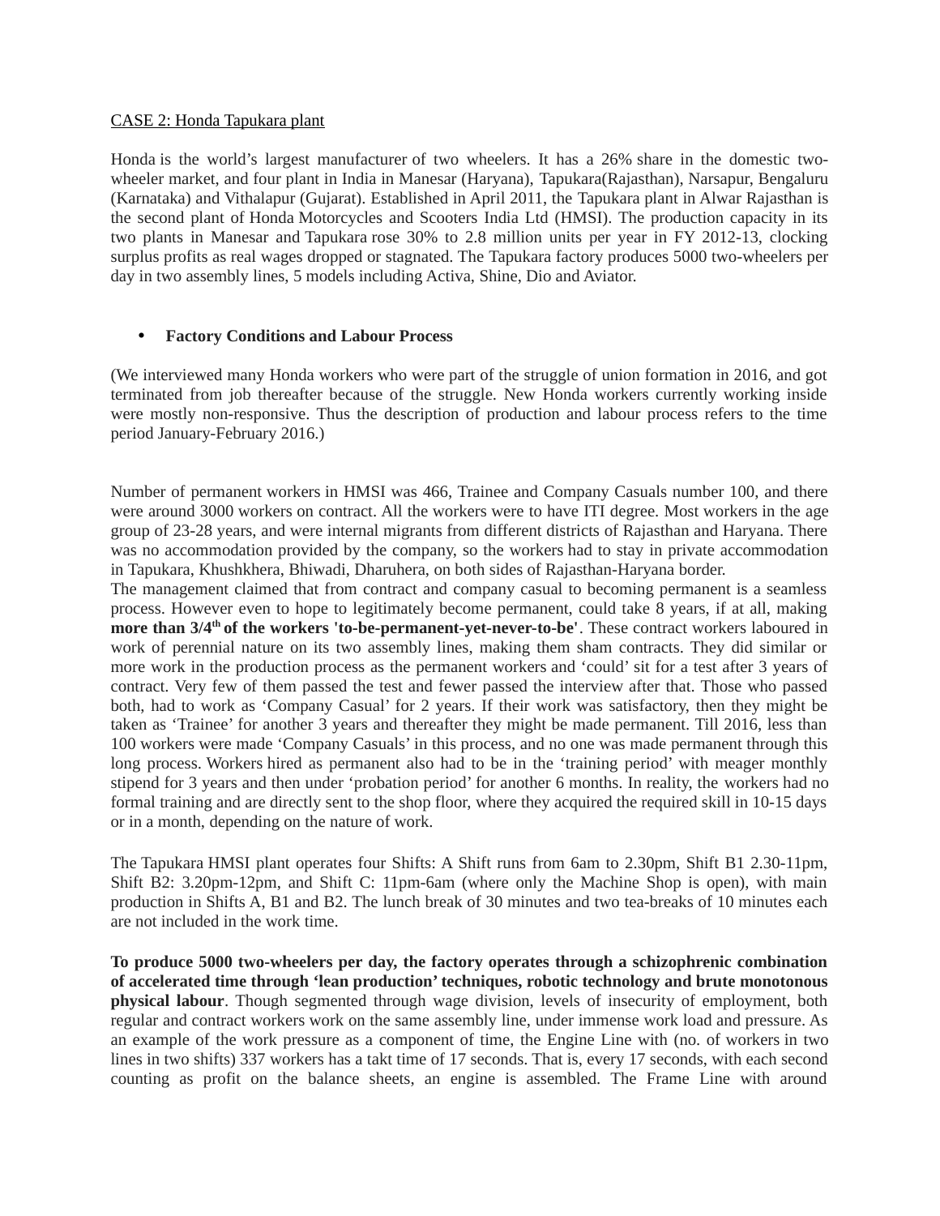CASE 2: Honda Tapukara plant

Honda is the world's largest manufacturer of two wheelers. It has a 26% share in the domestic two-wheeler market, and four plant in India in Manesar (Haryana), Tapukara(Rajasthan), Narsapur, Bengaluru (Karnataka) and Vithalapur (Gujarat). Established in April 2011, the Tapukara plant in Alwar Rajasthan is the second plant of Honda Motorcycles and Scooters India Ltd (HMSI). The production capacity in its two plants in Manesar and Tapukara rose 30% to 2.8 million units per year in FY 2012-13, clocking surplus profits as real wages dropped or stagnated. The Tapukara factory produces 5000 two-wheelers per day in two assembly lines, 5 models including Activa, Shine, Dio and Aviator.

- **Factory Conditions and Labour Process**

(We interviewed many Honda workers who were part of the struggle of union formation in 2016, and got terminated from job thereafter because of the struggle. New Honda workers currently working inside were mostly non-responsive. Thus the description of production and labour process refers to the time period January-February 2016.)

Number of permanent workers in HMSI was 466, Trainee and Company Casuals number 100, and there were around 3000 workers on contract. All the workers were to have ITI degree. Most workers in the age group of 23-28 years, and were internal migrants from different districts of Rajasthan and Haryana. There was no accommodation provided by the company, so the workers had to stay in private accommodation in Tapukara, Khushkhera, Bhiwadi, Dharuhera, on both sides of Rajasthan-Haryana border.
The management claimed that from contract and company casual to becoming permanent is a seamless process. However even to hope to legitimately become permanent, could take 8 years, if at all, making **more than 3/4th of the workers 'to-be-permanent-yet-never-to-be'**. These contract workers laboured in work of perennial nature on its two assembly lines, making them sham contracts. They did similar or more work in the production process as the permanent workers and 'could' sit for a test after 3 years of contract. Very few of them passed the test and fewer passed the interview after that. Those who passed both, had to work as 'Company Casual' for 2 years. If their work was satisfactory, then they might be taken as 'Trainee' for another 3 years and thereafter they might be made permanent. Till 2016, less than 100 workers were made 'Company Casuals' in this process, and no one was made permanent through this long process. Workers hired as permanent also had to be in the 'training period' with meager monthly stipend for 3 years and then under 'probation period' for another 6 months. In reality, the workers had no formal training and are directly sent to the shop floor, where they acquired the required skill in 10-15 days or in a month, depending on the nature of work.

The Tapukara HMSI plant operates four Shifts: A Shift runs from 6am to 2.30pm, Shift B1 2.30-11pm, Shift B2: 3.20pm-12pm, and Shift C: 11pm-6am (where only the Machine Shop is open), with main production in Shifts A, B1 and B2. The lunch break of 30 minutes and two tea-breaks of 10 minutes each are not included in the work time.

**To produce 5000 two-wheelers per day, the factory operates through a schizophrenic combination of accelerated time through 'lean production' techniques, robotic technology and brute monotonous physical labour**. Though segmented through wage division, levels of insecurity of employment, both regular and contract workers work on the same assembly line, under immense work load and pressure. As an example of the work pressure as a component of time, the Engine Line with (no. of workers in two lines in two shifts) 337 workers has a takt time of 17 seconds. That is, every 17 seconds, with each second counting as profit on the balance sheets, an engine is assembled. The Frame Line with around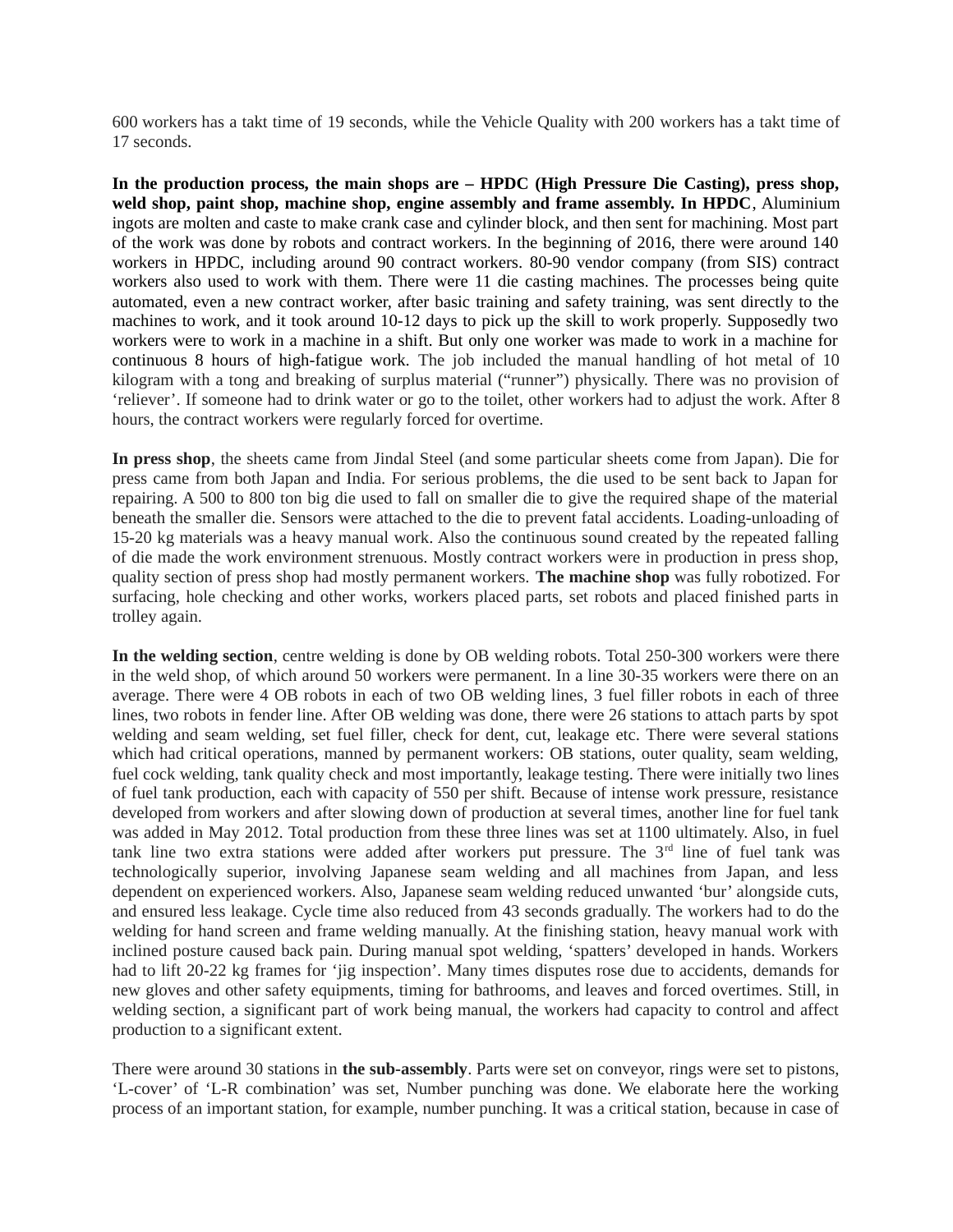600 workers has a takt time of 19 seconds, while the Vehicle Quality with 200 workers has a takt time of 17 seconds.

**In the production process, the main shops are – HPDC (High Pressure Die Casting), press shop, weld shop, paint shop, machine shop, engine assembly and frame assembly. In HPDC**, Aluminium ingots are molten and caste to make crank case and cylinder block, and then sent for machining. Most part of the work was done by robots and contract workers. In the beginning of 2016, there were around 140 workers in HPDC, including around 90 contract workers. 80-90 vendor company (from SIS) contract workers also used to work with them. There were 11 die casting machines. The processes being quite automated, even a new contract worker, after basic training and safety training, was sent directly to the machines to work, and it took around 10-12 days to pick up the skill to work properly. Supposedly two workers were to work in a machine in a shift. But only one worker was made to work in a machine for continuous 8 hours of high-fatigue work. The job included the manual handling of hot metal of 10 kilogram with a tong and breaking of surplus material ("runner") physically. There was no provision of 'reliever'. If someone had to drink water or go to the toilet, other workers had to adjust the work. After 8 hours, the contract workers were regularly forced for overtime.

**In press shop**, the sheets came from Jindal Steel (and some particular sheets come from Japan). Die for press came from both Japan and India. For serious problems, the die used to be sent back to Japan for repairing. A 500 to 800 ton big die used to fall on smaller die to give the required shape of the material beneath the smaller die. Sensors were attached to the die to prevent fatal accidents. Loading-unloading of 15-20 kg materials was a heavy manual work. Also the continuous sound created by the repeated falling of die made the work environment strenuous. Mostly contract workers were in production in press shop, quality section of press shop had mostly permanent workers. **The machine shop** was fully robotized. For surfacing, hole checking and other works, workers placed parts, set robots and placed finished parts in trolley again.

**In the welding section**, centre welding is done by OB welding robots. Total 250-300 workers were there in the weld shop, of which around 50 workers were permanent. In a line 30-35 workers were there on an average. There were 4 OB robots in each of two OB welding lines, 3 fuel filler robots in each of three lines, two robots in fender line. After OB welding was done, there were 26 stations to attach parts by spot welding and seam welding, set fuel filler, check for dent, cut, leakage etc. There were several stations which had critical operations, manned by permanent workers: OB stations, outer quality, seam welding, fuel cock welding, tank quality check and most importantly, leakage testing. There were initially two lines of fuel tank production, each with capacity of 550 per shift. Because of intense work pressure, resistance developed from workers and after slowing down of production at several times, another line for fuel tank was added in May 2012. Total production from these three lines was set at 1100 ultimately. Also, in fuel tank line two extra stations were added after workers put pressure. The 3rd line of fuel tank was technologically superior, involving Japanese seam welding and all machines from Japan, and less dependent on experienced workers. Also, Japanese seam welding reduced unwanted 'bur' alongside cuts, and ensured less leakage. Cycle time also reduced from 43 seconds gradually. The workers had to do the welding for hand screen and frame welding manually. At the finishing station, heavy manual work with inclined posture caused back pain. During manual spot welding, 'spatters' developed in hands. Workers had to lift 20-22 kg frames for 'jig inspection'. Many times disputes rose due to accidents, demands for new gloves and other safety equipments, timing for bathrooms, and leaves and forced overtimes. Still, in welding section, a significant part of work being manual, the workers had capacity to control and affect production to a significant extent.

There were around 30 stations in **the sub-assembly**. Parts were set on conveyor, rings were set to pistons, 'L-cover' of 'L-R combination' was set, Number punching was done. We elaborate here the working process of an important station, for example, number punching. It was a critical station, because in case of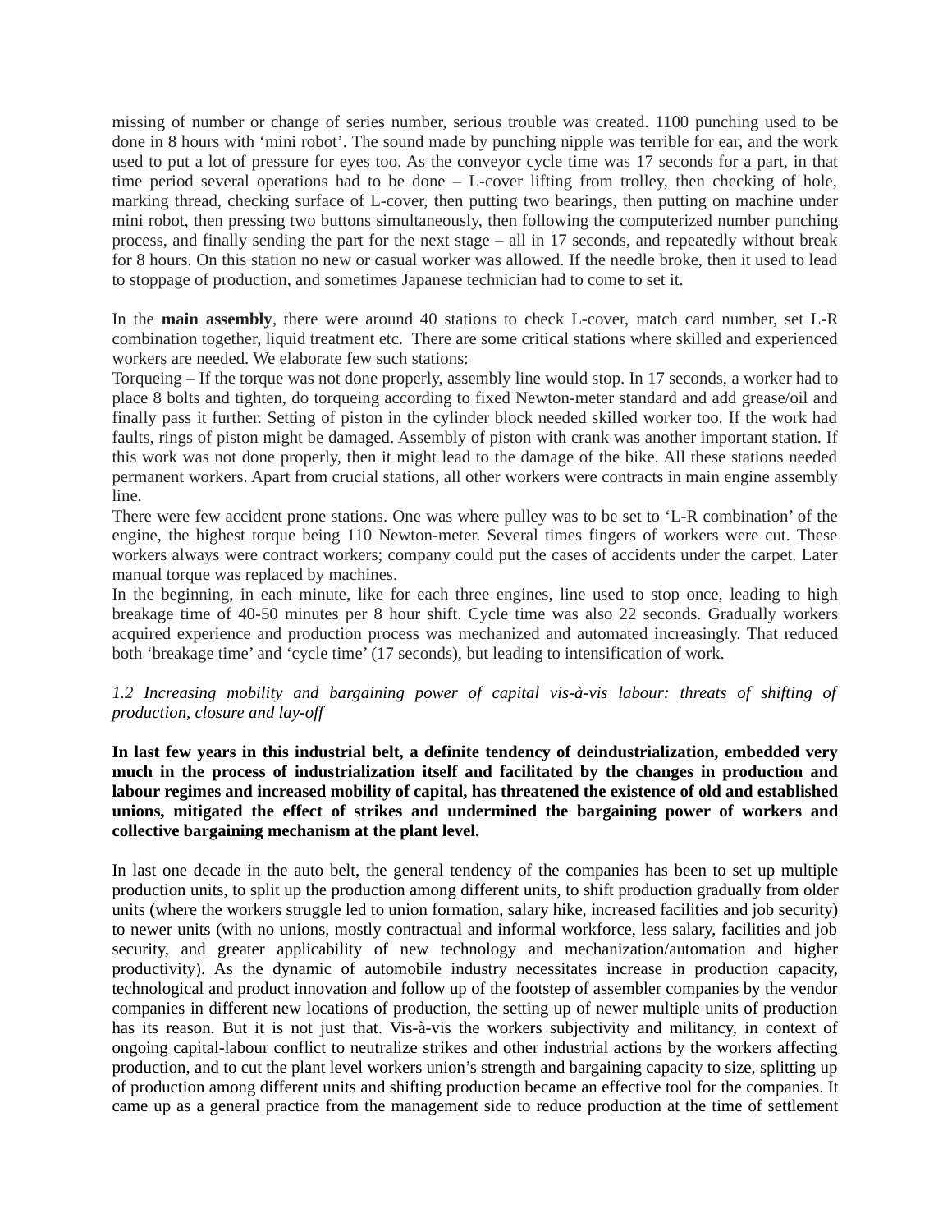missing of number or change of series number, serious trouble was created. 1100 punching used to be done in 8 hours with 'mini robot'. The sound made by punching nipple was terrible for ear, and the work used to put a lot of pressure for eyes too. As the conveyor cycle time was 17 seconds for a part, in that time period several operations had to be done – L-cover lifting from trolley, then checking of hole, marking thread, checking surface of L-cover, then putting two bearings, then putting on machine under mini robot, then pressing two buttons simultaneously, then following the computerized number punching process, and finally sending the part for the next stage – all in 17 seconds, and repeatedly without break for 8 hours. On this station no new or casual worker was allowed. If the needle broke, then it used to lead to stoppage of production, and sometimes Japanese technician had to come to set it.

In the **main assembly**, there were around 40 stations to check L-cover, match card number, set L-R combination together, liquid treatment etc. There are some critical stations where skilled and experienced workers are needed. We elaborate few such stations:

Torqueing – If the torque was not done properly, assembly line would stop. In 17 seconds, a worker had to place 8 bolts and tighten, do torqueing according to fixed Newton-meter standard and add grease/oil and finally pass it further. Setting of piston in the cylinder block needed skilled worker too. If the work had faults, rings of piston might be damaged. Assembly of piston with crank was another important station. If this work was not done properly, then it might lead to the damage of the bike. All these stations needed permanent workers. Apart from crucial stations, all other workers were contracts in main engine assembly line.

There were few accident prone stations. One was where pulley was to be set to 'L-R combination' of the engine, the highest torque being 110 Newton-meter. Several times fingers of workers were cut. These workers always were contract workers; company could put the cases of accidents under the carpet. Later manual torque was replaced by machines.

In the beginning, in each minute, like for each three engines, line used to stop once, leading to high breakage time of 40-50 minutes per 8 hour shift. Cycle time was also 22 seconds. Gradually workers acquired experience and production process was mechanized and automated increasingly. That reduced both 'breakage time' and 'cycle time' (17 seconds), but leading to intensification of work.

*1.2 Increasing mobility and bargaining power of capital vis-à-vis labour: threats of shifting of production, closure and lay-off*

**In last few years in this industrial belt, a definite tendency of deindustrialization, embedded very much in the process of industrialization itself and facilitated by the changes in production and labour regimes and increased mobility of capital, has threatened the existence of old and established unions, mitigated the effect of strikes and undermined the bargaining power of workers and collective bargaining mechanism at the plant level.**

In last one decade in the auto belt, the general tendency of the companies has been to set up multiple production units, to split up the production among different units, to shift production gradually from older units (where the workers struggle led to union formation, salary hike, increased facilities and job security) to newer units (with no unions, mostly contractual and informal workforce, less salary, facilities and job security, and greater applicability of new technology and mechanization/automation and higher productivity). As the dynamic of automobile industry necessitates increase in production capacity, technological and product innovation and follow up of the footstep of assembler companies by the vendor companies in different new locations of production, the setting up of newer multiple units of production has its reason. But it is not just that. Vis-à-vis the workers subjectivity and militancy, in context of ongoing capital-labour conflict to neutralize strikes and other industrial actions by the workers affecting production, and to cut the plant level workers union's strength and bargaining capacity to size, splitting up of production among different units and shifting production became an effective tool for the companies. It came up as a general practice from the management side to reduce production at the time of settlement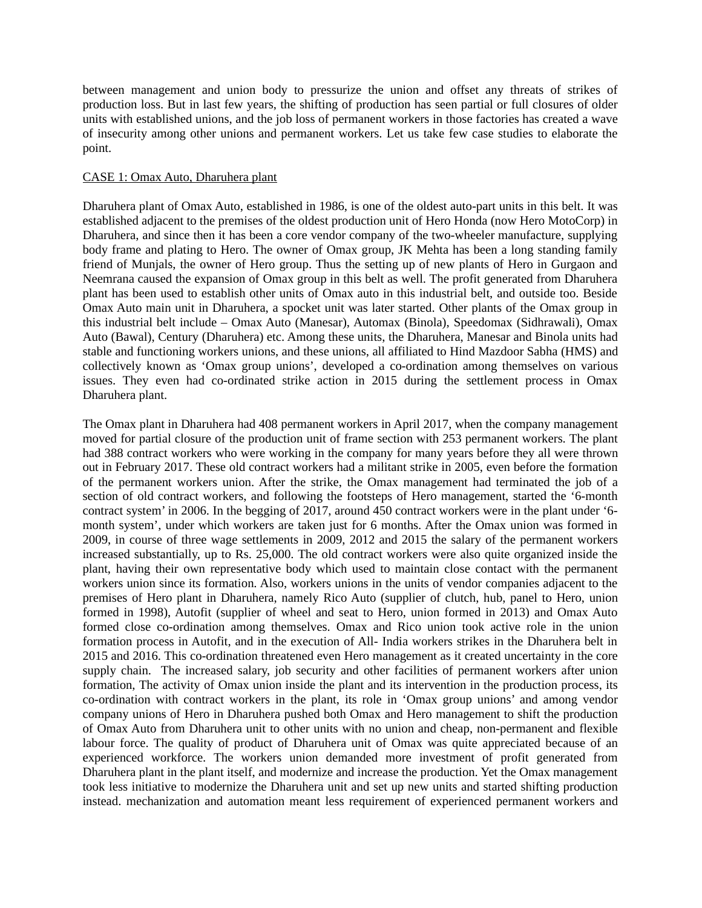between management and union body to pressurize the union and offset any threats of strikes of production loss. But in last few years, the shifting of production has seen partial or full closures of older units with established unions, and the job loss of permanent workers in those factories has created a wave of insecurity among other unions and permanent workers. Let us take few case studies to elaborate the point.

CASE 1: Omax Auto, Dharuhera plant

Dharuhera plant of Omax Auto, established in 1986, is one of the oldest auto-part units in this belt. It was established adjacent to the premises of the oldest production unit of Hero Honda (now Hero MotoCorp) in Dharuhera, and since then it has been a core vendor company of the two-wheeler manufacture, supplying body frame and plating to Hero. The owner of Omax group, JK Mehta has been a long standing family friend of Munjals, the owner of Hero group. Thus the setting up of new plants of Hero in Gurgaon and Neemrana caused the expansion of Omax group in this belt as well. The profit generated from Dharuhera plant has been used to establish other units of Omax auto in this industrial belt, and outside too. Beside Omax Auto main unit in Dharuhera, a spocket unit was later started. Other plants of the Omax group in this industrial belt include – Omax Auto (Manesar), Automax (Binola), Speedomax (Sidhrawali), Omax Auto (Bawal), Century (Dharuhera) etc. Among these units, the Dharuhera, Manesar and Binola units had stable and functioning workers unions, and these unions, all affiliated to Hind Mazdoor Sabha (HMS) and collectively known as 'Omax group unions', developed a co-ordination among themselves on various issues. They even had co-ordinated strike action in 2015 during the settlement process in Omax Dharuhera plant.

The Omax plant in Dharuhera had 408 permanent workers in April 2017, when the company management moved for partial closure of the production unit of frame section with 253 permanent workers. The plant had 388 contract workers who were working in the company for many years before they all were thrown out in February 2017. These old contract workers had a militant strike in 2005, even before the formation of the permanent workers union. After the strike, the Omax management had terminated the job of a section of old contract workers, and following the footsteps of Hero management, started the '6-month contract system' in 2006. In the begging of 2017, around 450 contract workers were in the plant under '6-month system', under which workers are taken just for 6 months. After the Omax union was formed in 2009, in course of three wage settlements in 2009, 2012 and 2015 the salary of the permanent workers increased substantially, up to Rs. 25,000. The old contract workers were also quite organized inside the plant, having their own representative body which used to maintain close contact with the permanent workers union since its formation. Also, workers unions in the units of vendor companies adjacent to the premises of Hero plant in Dharuhera, namely Rico Auto (supplier of clutch, hub, panel to Hero, union formed in 1998), Autofit (supplier of wheel and seat to Hero, union formed in 2013) and Omax Auto formed close co-ordination among themselves. Omax and Rico union took active role in the union formation process in Autofit, and in the execution of All- India workers strikes in the Dharuhera belt in 2015 and 2016. This co-ordination threatened even Hero management as it created uncertainty in the core supply chain. The increased salary, job security and other facilities of permanent workers after union formation, The activity of Omax union inside the plant and its intervention in the production process, its co-ordination with contract workers in the plant, its role in 'Omax group unions' and among vendor company unions of Hero in Dharuhera pushed both Omax and Hero management to shift the production of Omax Auto from Dharuhera unit to other units with no union and cheap, non-permanent and flexible labour force. The quality of product of Dharuhera unit of Omax was quite appreciated because of an experienced workforce. The workers union demanded more investment of profit generated from Dharuhera plant in the plant itself, and modernize and increase the production. Yet the Omax management took less initiative to modernize the Dharuhera unit and set up new units and started shifting production instead. mechanization and automation meant less requirement of experienced permanent workers and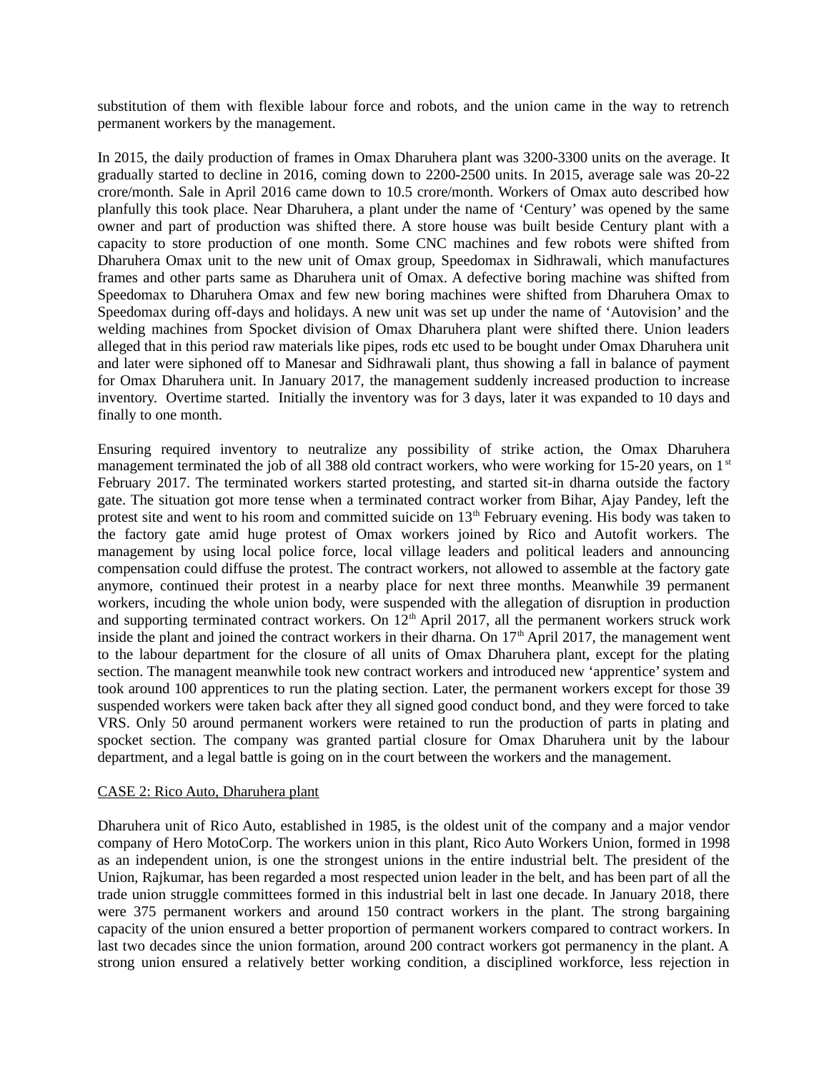substitution of them with flexible labour force and robots, and the union came in the way to retrench permanent workers by the management.

In 2015, the daily production of frames in Omax Dharuhera plant was 3200-3300 units on the average. It gradually started to decline in 2016, coming down to 2200-2500 units. In 2015, average sale was 20-22 crore/month. Sale in April 2016 came down to 10.5 crore/month. Workers of Omax auto described how planfully this took place. Near Dharuhera, a plant under the name of 'Century' was opened by the same owner and part of production was shifted there. A store house was built beside Century plant with a capacity to store production of one month. Some CNC machines and few robots were shifted from Dharuhera Omax unit to the new unit of Omax group, Speedomax in Sidhrawali, which manufactures frames and other parts same as Dharuhera unit of Omax. A defective boring machine was shifted from Speedomax to Dharuhera Omax and few new boring machines were shifted from Dharuhera Omax to Speedomax during off-days and holidays. A new unit was set up under the name of 'Autovision' and the welding machines from Spocket division of Omax Dharuhera plant were shifted there. Union leaders alleged that in this period raw materials like pipes, rods etc used to be bought under Omax Dharuhera unit and later were siphoned off to Manesar and Sidhrawali plant, thus showing a fall in balance of payment for Omax Dharuhera unit. In January 2017, the management suddenly increased production to increase inventory. Overtime started. Initially the inventory was for 3 days, later it was expanded to 10 days and finally to one month.

Ensuring required inventory to neutralize any possibility of strike action, the Omax Dharuhera management terminated the job of all 388 old contract workers, who were working for 15-20 years, on 1st February 2017. The terminated workers started protesting, and started sit-in dharna outside the factory gate. The situation got more tense when a terminated contract worker from Bihar, Ajay Pandey, left the protest site and went to his room and committed suicide on 13th February evening. His body was taken to the factory gate amid huge protest of Omax workers joined by Rico and Autofit workers. The management by using local police force, local village leaders and political leaders and announcing compensation could diffuse the protest. The contract workers, not allowed to assemble at the factory gate anymore, continued their protest in a nearby place for next three months. Meanwhile 39 permanent workers, incuding the whole union body, were suspended with the allegation of disruption in production and supporting terminated contract workers. On 12th April 2017, all the permanent workers struck work inside the plant and joined the contract workers in their dharna. On 17th April 2017, the management went to the labour department for the closure of all units of Omax Dharuhera plant, except for the plating section. The managent meanwhile took new contract workers and introduced new 'apprentice' system and took around 100 apprentices to run the plating section. Later, the permanent workers except for those 39 suspended workers were taken back after they all signed good conduct bond, and they were forced to take VRS. Only 50 around permanent workers were retained to run the production of parts in plating and spocket section. The company was granted partial closure for Omax Dharuhera unit by the labour department, and a legal battle is going on in the court between the workers and the management.

CASE 2: Rico Auto, Dharuhera plant

Dharuhera unit of Rico Auto, established in 1985, is the oldest unit of the company and a major vendor company of Hero MotoCorp. The workers union in this plant, Rico Auto Workers Union, formed in 1998 as an independent union, is one the strongest unions in the entire industrial belt. The president of the Union, Rajkumar, has been regarded a most respected union leader in the belt, and has been part of all the trade union struggle committees formed in this industrial belt in last one decade. In January 2018, there were 375 permanent workers and around 150 contract workers in the plant. The strong bargaining capacity of the union ensured a better proportion of permanent workers compared to contract workers. In last two decades since the union formation, around 200 contract workers got permanency in the plant. A strong union ensured a relatively better working condition, a disciplined workforce, less rejection in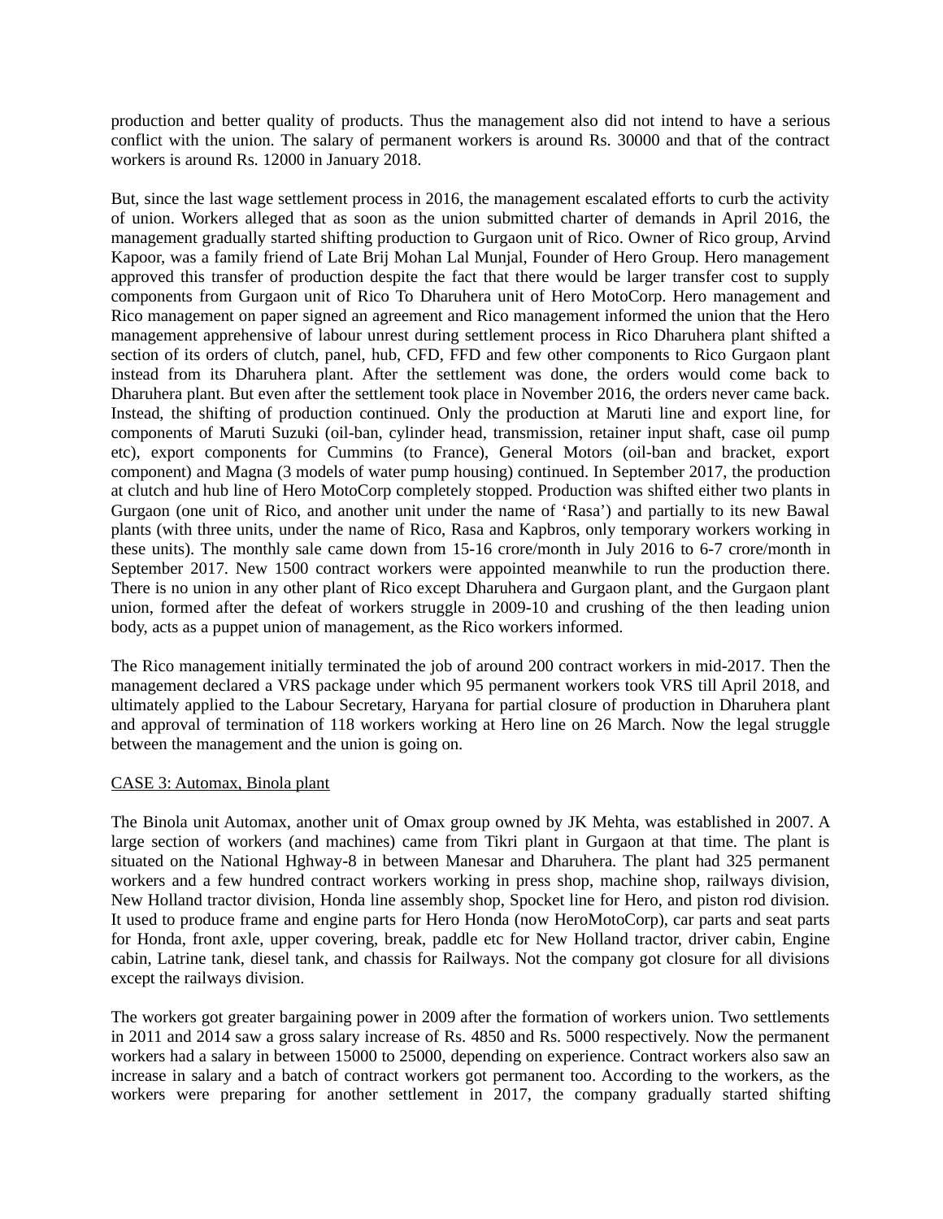production and better quality of products. Thus the management also did not intend to have a serious conflict with the union. The salary of permanent workers is around Rs. 30000 and that of the contract workers is around Rs. 12000 in January 2018.

But, since the last wage settlement process in 2016, the management escalated efforts to curb the activity of union. Workers alleged that as soon as the union submitted charter of demands in April 2016, the management gradually started shifting production to Gurgaon unit of Rico. Owner of Rico group, Arvind Kapoor, was a family friend of Late Brij Mohan Lal Munjal, Founder of Hero Group. Hero management approved this transfer of production despite the fact that there would be larger transfer cost to supply components from Gurgaon unit of Rico To Dharuhera unit of Hero MotoCorp. Hero management and Rico management on paper signed an agreement and Rico management informed the union that the Hero management apprehensive of labour unrest during settlement process in Rico Dharuhera plant shifted a section of its orders of clutch, panel, hub, CFD, FFD and few other components to Rico Gurgaon plant instead from its Dharuhera plant. After the settlement was done, the orders would come back to Dharuhera plant. But even after the settlement took place in November 2016, the orders never came back. Instead, the shifting of production continued. Only the production at Maruti line and export line, for components of Maruti Suzuki (oil-ban, cylinder head, transmission, retainer input shaft, case oil pump etc), export components for Cummins (to France), General Motors (oil-ban and bracket, export component) and Magna (3 models of water pump housing) continued. In September 2017, the production at clutch and hub line of Hero MotoCorp completely stopped. Production was shifted either two plants in Gurgaon (one unit of Rico, and another unit under the name of 'Rasa') and partially to its new Bawal plants (with three units, under the name of Rico, Rasa and Kapbros, only temporary workers working in these units). The monthly sale came down from 15-16 crore/month in July 2016 to 6-7 crore/month in September 2017. New 1500 contract workers were appointed meanwhile to run the production there. There is no union in any other plant of Rico except Dharuhera and Gurgaon plant, and the Gurgaon plant union, formed after the defeat of workers struggle in 2009-10 and crushing of the then leading union body, acts as a puppet union of management, as the Rico workers informed.

The Rico management initially terminated the job of around 200 contract workers in mid-2017. Then the management declared a VRS package under which 95 permanent workers took VRS till April 2018, and ultimately applied to the Labour Secretary, Haryana for partial closure of production in Dharuhera plant and approval of termination of 118 workers working at Hero line on 26 March. Now the legal struggle between the management and the union is going on.

CASE 3: Automax, Binola plant

The Binola unit Automax, another unit of Omax group owned by JK Mehta, was established in 2007. A large section of workers (and machines) came from Tikri plant in Gurgaon at that time. The plant is situated on the National Hghway-8 in between Manesar and Dharuhera. The plant had 325 permanent workers and a few hundred contract workers working in press shop, machine shop, railways division, New Holland tractor division, Honda line assembly shop, Spocket line for Hero, and piston rod division. It used to produce frame and engine parts for Hero Honda (now HeroMotoCorp), car parts and seat parts for Honda, front axle, upper covering, break, paddle etc for New Holland tractor, driver cabin, Engine cabin, Latrine tank, diesel tank, and chassis for Railways. Not the company got closure for all divisions except the railways division.

The workers got greater bargaining power in 2009 after the formation of workers union. Two settlements in 2011 and 2014 saw a gross salary increase of Rs. 4850 and Rs. 5000 respectively. Now the permanent workers had a salary in between 15000 to 25000, depending on experience. Contract workers also saw an increase in salary and a batch of contract workers got permanent too. According to the workers, as the workers were preparing for another settlement in 2017, the company gradually started shifting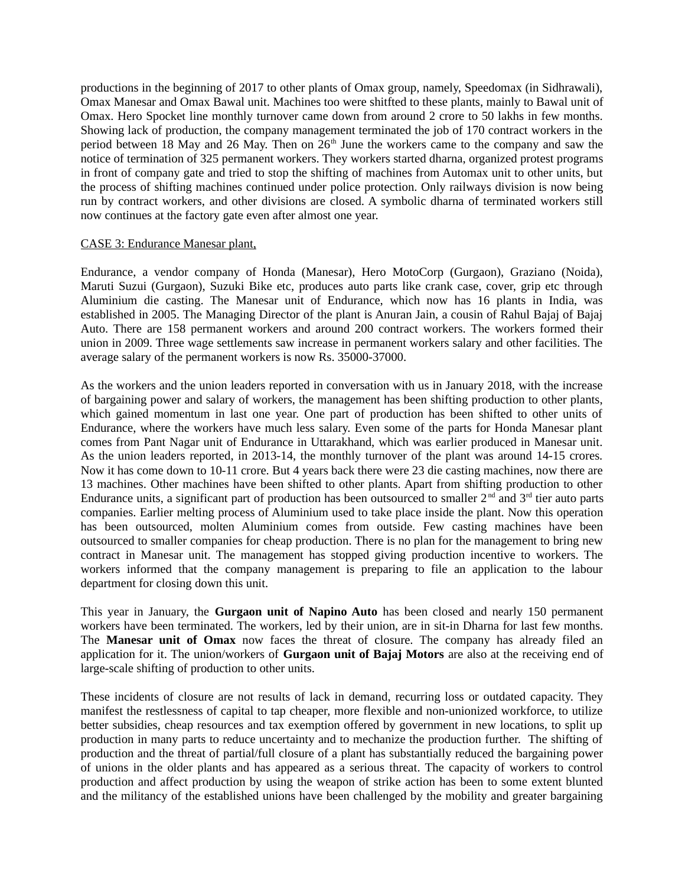productions in the beginning of 2017 to other plants of Omax group, namely, Speedomax (in Sidhrawali), Omax Manesar and Omax Bawal unit. Machines too were shitfted to these plants, mainly to Bawal unit of Omax. Hero Spocket line monthly turnover came down from around 2 crore to 50 lakhs in few months. Showing lack of production, the company management terminated the job of 170 contract workers in the period between 18 May and 26 May. Then on 26th June the workers came to the company and saw the notice of termination of 325 permanent workers. They workers started dharna, organized protest programs in front of company gate and tried to stop the shifting of machines from Automax unit to other units, but the process of shifting machines continued under police protection. Only railways division is now being run by contract workers, and other divisions are closed. A symbolic dharna of terminated workers still now continues at the factory gate even after almost one year.

CASE 3: Endurance Manesar plant,

Endurance, a vendor company of Honda (Manesar), Hero MotoCorp (Gurgaon), Graziano (Noida), Maruti Suzui (Gurgaon), Suzuki Bike etc, produces auto parts like crank case, cover, grip etc through Aluminium die casting. The Manesar unit of Endurance, which now has 16 plants in India, was established in 2005. The Managing Director of the plant is Anuran Jain, a cousin of Rahul Bajaj of Bajaj Auto. There are 158 permanent workers and around 200 contract workers. The workers formed their union in 2009. Three wage settlements saw increase in permanent workers salary and other facilities. The average salary of the permanent workers is now Rs. 35000-37000.

As the workers and the union leaders reported in conversation with us in January 2018, with the increase of bargaining power and salary of workers, the management has been shifting production to other plants, which gained momentum in last one year. One part of production has been shifted to other units of Endurance, where the workers have much less salary. Even some of the parts for Honda Manesar plant comes from Pant Nagar unit of Endurance in Uttarakhand, which was earlier produced in Manesar unit. As the union leaders reported, in 2013-14, the monthly turnover of the plant was around 14-15 crores. Now it has come down to 10-11 crore. But 4 years back there were 23 die casting machines, now there are 13 machines. Other machines have been shifted to other plants. Apart from shifting production to other Endurance units, a significant part of production has been outsourced to smaller 2nd and 3rd tier auto parts companies. Earlier melting process of Aluminium used to take place inside the plant. Now this operation has been outsourced, molten Aluminium comes from outside. Few casting machines have been outsourced to smaller companies for cheap production. There is no plan for the management to bring new contract in Manesar unit. The management has stopped giving production incentive to workers. The workers informed that the company management is preparing to file an application to the labour department for closing down this unit.

This year in January, the **Gurgaon unit of Napino Auto** has been closed and nearly 150 permanent workers have been terminated. The workers, led by their union, are in sit-in Dharna for last few months. The **Manesar unit of Omax** now faces the threat of closure. The company has already filed an application for it. The union/workers of **Gurgaon unit of Bajaj Motors** are also at the receiving end of large-scale shifting of production to other units.

These incidents of closure are not results of lack in demand, recurring loss or outdated capacity. They manifest the restlessness of capital to tap cheaper, more flexible and non-unionized workforce, to utilize better subsidies, cheap resources and tax exemption offered by government in new locations, to split up production in many parts to reduce uncertainty and to mechanize the production further. The shifting of production and the threat of partial/full closure of a plant has substantially reduced the bargaining power of unions in the older plants and has appeared as a serious threat. The capacity of workers to control production and affect production by using the weapon of strike action has been to some extent blunted and the militancy of the established unions have been challenged by the mobility and greater bargaining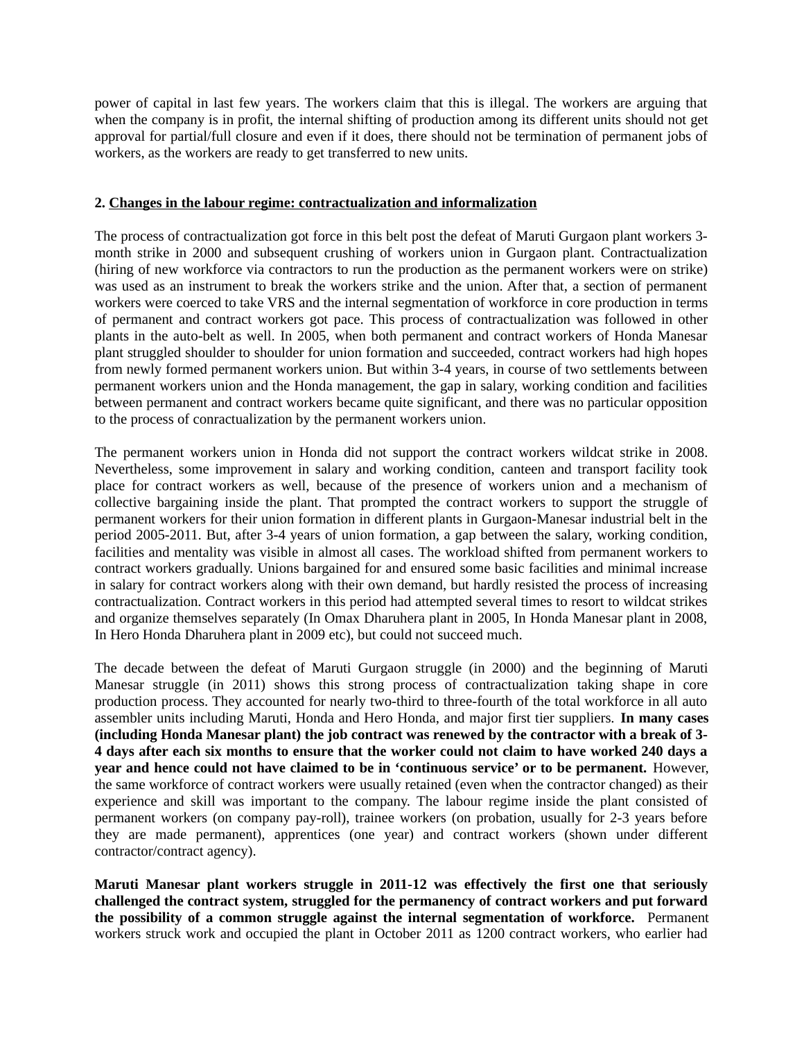power of capital in last few years. The workers claim that this is illegal. The workers are arguing that when the company is in profit, the internal shifting of production among its different units should not get approval for partial/full closure and even if it does, there should not be termination of permanent jobs of workers, as the workers are ready to get transferred to new units.

## 2. Changes in the labour regime: contractualization and informalization

The process of contractualization got force in this belt post the defeat of Maruti Gurgaon plant workers 3-month strike in 2000 and subsequent crushing of workers union in Gurgaon plant. Contractualization (hiring of new workforce via contractors to run the production as the permanent workers were on strike) was used as an instrument to break the workers strike and the union. After that, a section of permanent workers were coerced to take VRS and the internal segmentation of workforce in core production in terms of permanent and contract workers got pace. This process of contractualization was followed in other plants in the auto-belt as well. In 2005, when both permanent and contract workers of Honda Manesar plant struggled shoulder to shoulder for union formation and succeeded, contract workers had high hopes from newly formed permanent workers union. But within 3-4 years, in course of two settlements between permanent workers union and the Honda management, the gap in salary, working condition and facilities between permanent and contract workers became quite significant, and there was no particular opposition to the process of conractualization by the permanent workers union.

The permanent workers union in Honda did not support the contract workers wildcat strike in 2008. Nevertheless, some improvement in salary and working condition, canteen and transport facility took place for contract workers as well, because of the presence of workers union and a mechanism of collective bargaining inside the plant. That prompted the contract workers to support the struggle of permanent workers for their union formation in different plants in Gurgaon-Manesar industrial belt in the period 2005-2011. But, after 3-4 years of union formation, a gap between the salary, working condition, facilities and mentality was visible in almost all cases. The workload shifted from permanent workers to contract workers gradually. Unions bargained for and ensured some basic facilities and minimal increase in salary for contract workers along with their own demand, but hardly resisted the process of increasing contractualization. Contract workers in this period had attempted several times to resort to wildcat strikes and organize themselves separately (In Omax Dharuhera plant in 2005, In Honda Manesar plant in 2008, In Hero Honda Dharuhera plant in 2009 etc), but could not succeed much.

The decade between the defeat of Maruti Gurgaon struggle (in 2000) and the beginning of Maruti Manesar struggle (in 2011) shows this strong process of contractualization taking shape in core production process. They accounted for nearly two-third to three-fourth of the total workforce in all auto assembler units including Maruti, Honda and Hero Honda, and major first tier suppliers. **In many cases (including Honda Manesar plant) the job contract was renewed by the contractor with a break of 3-4 days after each six months to ensure that the worker could not claim to have worked 240 days a year and hence could not have claimed to be in 'continuous service' or to be permanent.** However, the same workforce of contract workers were usually retained (even when the contractor changed) as their experience and skill was important to the company. The labour regime inside the plant consisted of permanent workers (on company pay-roll), trainee workers (on probation, usually for 2-3 years before they are made permanent), apprentices (one year) and contract workers (shown under different contractor/contract agency).

**Maruti Manesar plant workers struggle in 2011-12 was effectively the first one that seriously challenged the contract system, struggled for the permanency of contract workers and put forward the possibility of a common struggle against the internal segmentation of workforce.** Permanent workers struck work and occupied the plant in October 2011 as 1200 contract workers, who earlier had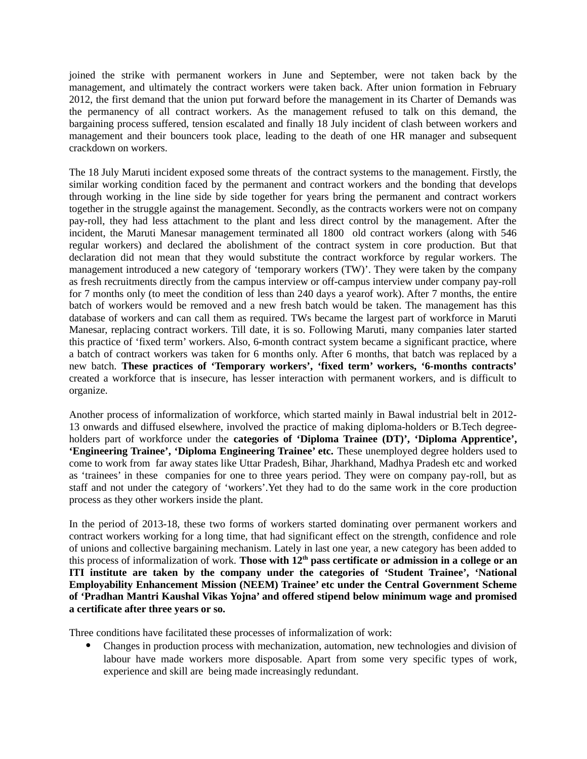joined the strike with permanent workers in June and September, were not taken back by the management, and ultimately the contract workers were taken back. After union formation in February 2012, the first demand that the union put forward before the management in its Charter of Demands was the permanency of all contract workers. As the management refused to talk on this demand, the bargaining process suffered, tension escalated and finally 18 July incident of clash between workers and management and their bouncers took place, leading to the death of one HR manager and subsequent crackdown on workers.

The 18 July Maruti incident exposed some threats of the contract systems to the management. Firstly, the similar working condition faced by the permanent and contract workers and the bonding that develops through working in the line side by side together for years bring the permanent and contract workers together in the struggle against the management. Secondly, as the contracts workers were not on company pay-roll, they had less attachment to the plant and less direct control by the management. After the incident, the Maruti Manesar management terminated all 1800 old contract workers (along with 546 regular workers) and declared the abolishment of the contract system in core production. But that declaration did not mean that they would substitute the contract workforce by regular workers. The management introduced a new category of 'temporary workers (TW)'. They were taken by the company as fresh recruitments directly from the campus interview or off-campus interview under company pay-roll for 7 months only (to meet the condition of less than 240 days a yearof work). After 7 months, the entire batch of workers would be removed and a new fresh batch would be taken. The management has this database of workers and can call them as required. TWs became the largest part of workforce in Maruti Manesar, replacing contract workers. Till date, it is so. Following Maruti, many companies later started this practice of 'fixed term' workers. Also, 6-month contract system became a significant practice, where a batch of contract workers was taken for 6 months only. After 6 months, that batch was replaced by a new batch. **These practices of 'Temporary workers', 'fixed term' workers, '6-months contracts'** created a workforce that is insecure, has lesser interaction with permanent workers, and is difficult to organize.

Another process of informalization of workforce, which started mainly in Bawal industrial belt in 2012-13 onwards and diffused elsewhere, involved the practice of making diploma-holders or B.Tech degree-holders part of workforce under the **categories of 'Diploma Trainee (DT)', 'Diploma Apprentice', 'Engineering Trainee', 'Diploma Engineering Trainee' etc.** These unemployed degree holders used to come to work from far away states like Uttar Pradesh, Bihar, Jharkhand, Madhya Pradesh etc and worked as 'trainees' in these companies for one to three years period. They were on company pay-roll, but as staff and not under the category of 'workers'.Yet they had to do the same work in the core production process as they other workers inside the plant.

In the period of 2013-18, these two forms of workers started dominating over permanent workers and contract workers working for a long time, that had significant effect on the strength, confidence and role of unions and collective bargaining mechanism. Lately in last one year, a new category has been added to this process of informalization of work. **Those with 12th pass certificate or admission in a college or an ITI institute are taken by the company under the categories of 'Student Trainee', 'National Employability Enhancement Mission (NEEM) Trainee' etc under the Central Government Scheme of 'Pradhan Mantri Kaushal Vikas Yojna' and offered stipend below minimum wage and promised a certificate after three years or so.**

Three conditions have facilitated these processes of informalization of work:

- Changes in production process with mechanization, automation, new technologies and division of labour have made workers more disposable. Apart from some very specific types of work, experience and skill are being made increasingly redundant.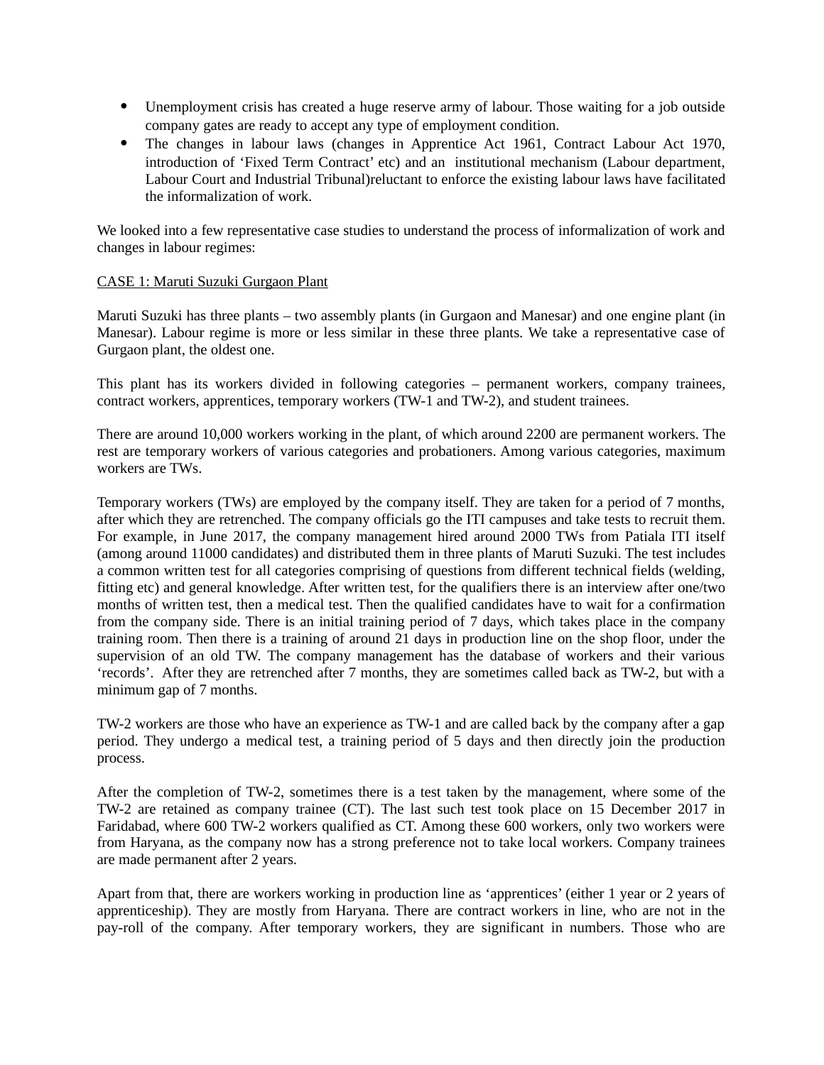- Unemployment crisis has created a huge reserve army of labour. Those waiting for a job outside company gates are ready to accept any type of employment condition.
- The changes in labour laws (changes in Apprentice Act 1961, Contract Labour Act 1970, introduction of 'Fixed Term Contract' etc) and an institutional mechanism (Labour department, Labour Court and Industrial Tribunal)reluctant to enforce the existing labour laws have facilitated the informalization of work.

We looked into a few representative case studies to understand the process of informalization of work and changes in labour regimes:

CASE 1: Maruti Suzuki Gurgaon Plant

Maruti Suzuki has three plants – two assembly plants (in Gurgaon and Manesar) and one engine plant (in Manesar). Labour regime is more or less similar in these three plants. We take a representative case of Gurgaon plant, the oldest one.

This plant has its workers divided in following categories – permanent workers, company trainees, contract workers, apprentices, temporary workers (TW-1 and TW-2), and student trainees.

There are around 10,000 workers working in the plant, of which around 2200 are permanent workers. The rest are temporary workers of various categories and probationers. Among various categories, maximum workers are TWs.

Temporary workers (TWs) are employed by the company itself. They are taken for a period of 7 months, after which they are retrenched. The company officials go the ITI campuses and take tests to recruit them. For example, in June 2017, the company management hired around 2000 TWs from Patiala ITI itself (among around 11000 candidates) and distributed them in three plants of Maruti Suzuki. The test includes a common written test for all categories comprising of questions from different technical fields (welding, fitting etc) and general knowledge. After written test, for the qualifiers there is an interview after one/two months of written test, then a medical test. Then the qualified candidates have to wait for a confirmation from the company side. There is an initial training period of 7 days, which takes place in the company training room. Then there is a training of around 21 days in production line on the shop floor, under the supervision of an old TW. The company management has the database of workers and their various 'records'. After they are retrenched after 7 months, they are sometimes called back as TW-2, but with a minimum gap of 7 months.

TW-2 workers are those who have an experience as TW-1 and are called back by the company after a gap period. They undergo a medical test, a training period of 5 days and then directly join the production process.

After the completion of TW-2, sometimes there is a test taken by the management, where some of the TW-2 are retained as company trainee (CT). The last such test took place on 15 December 2017 in Faridabad, where 600 TW-2 workers qualified as CT. Among these 600 workers, only two workers were from Haryana, as the company now has a strong preference not to take local workers. Company trainees are made permanent after 2 years.

Apart from that, there are workers working in production line as 'apprentices' (either 1 year or 2 years of apprenticeship). They are mostly from Haryana. There are contract workers in line, who are not in the pay-roll of the company. After temporary workers, they are significant in numbers. Those who are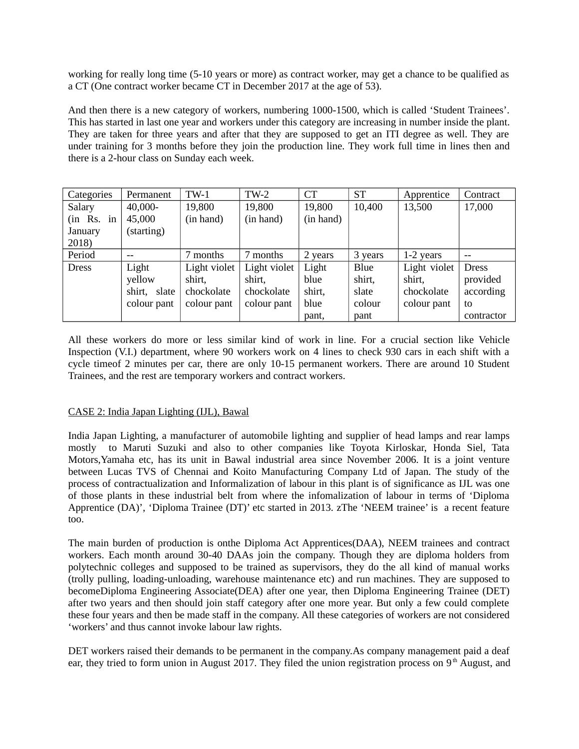working for really long time (5-10 years or more) as contract worker, may get a chance to be qualified as a CT (One contract worker became CT in December 2017 at the age of 53).

And then there is a new category of workers, numbering 1000-1500, which is called 'Student Trainees'. This has started in last one year and workers under this category are increasing in number inside the plant. They are taken for three years and after that they are supposed to get an ITI degree as well. They are under training for 3 months before they join the production line. They work full time in lines then and there is a 2-hour class on Sunday each week.

| Categories | Permanent | TW-1 | TW-2 | CT | ST | Apprentice | Contract |
|---|---|---|---|---|---|---|---|
| Salary (in Rs. in January 2018) | 40,000-45,000 (starting) | 19,800 (in hand) | 19,800 (in hand) | 19,800 (in hand) | 10,400 | 13,500 | 17,000 |
| Period | -- | 7 months | 7 months | 2 years | 3 years | 1-2 years | -- |
| Dress | Light yellow shirt, slate colour pant | Light violet shirt, chockolate colour pant | Light violet shirt, chockolate colour pant | Light blue shirt, blue pant, | Blue shirt, slate colour pant | Light violet shirt, chockolate colour pant | Dress provided according to contractor |

All these workers do more or less similar kind of work in line. For a crucial section like Vehicle Inspection (V.I.) department, where 90 workers work on 4 lines to check 930 cars in each shift with a cycle timeof 2 minutes per car, there are only 10-15 permanent workers. There are around 10 Student Trainees, and the rest are temporary workers and contract workers.

CASE 2: India Japan Lighting (IJL), Bawal

India Japan Lighting, a manufacturer of automobile lighting and supplier of head lamps and rear lamps mostly to Maruti Suzuki and also to other companies like Toyota Kirloskar, Honda Siel, Tata Motors,Yamaha etc, has its unit in Bawal industrial area since November 2006. It is a joint venture between Lucas TVS of Chennai and Koito Manufacturing Company Ltd of Japan. The study of the process of contractualization and Informalization of labour in this plant is of significance as IJL was one of those plants in these industrial belt from where the infomalization of labour in terms of 'Diploma Apprentice (DA)', 'Diploma Trainee (DT)' etc started in 2013. zThe 'NEEM trainee' is a recent feature too.

The main burden of production is onthe Diploma Act Apprentices(DAA), NEEM trainees and contract workers. Each month around 30-40 DAAs join the company. Though they are diploma holders from polytechnic colleges and supposed to be trained as supervisors, they do the all kind of manual works (trolly pulling, loading-unloading, warehouse maintenance etc) and run machines. They are supposed to becomeDiploma Engineering Associate(DEA) after one year, then Diploma Engineering Trainee (DET) after two years and then should join staff category after one more year. But only a few could complete these four years and then be made staff in the company. All these categories of workers are not considered 'workers' and thus cannot invoke labour law rights.

DET workers raised their demands to be permanent in the company.As company management paid a deaf ear, they tried to form union in August 2017. They filed the union registration process on 9th August, and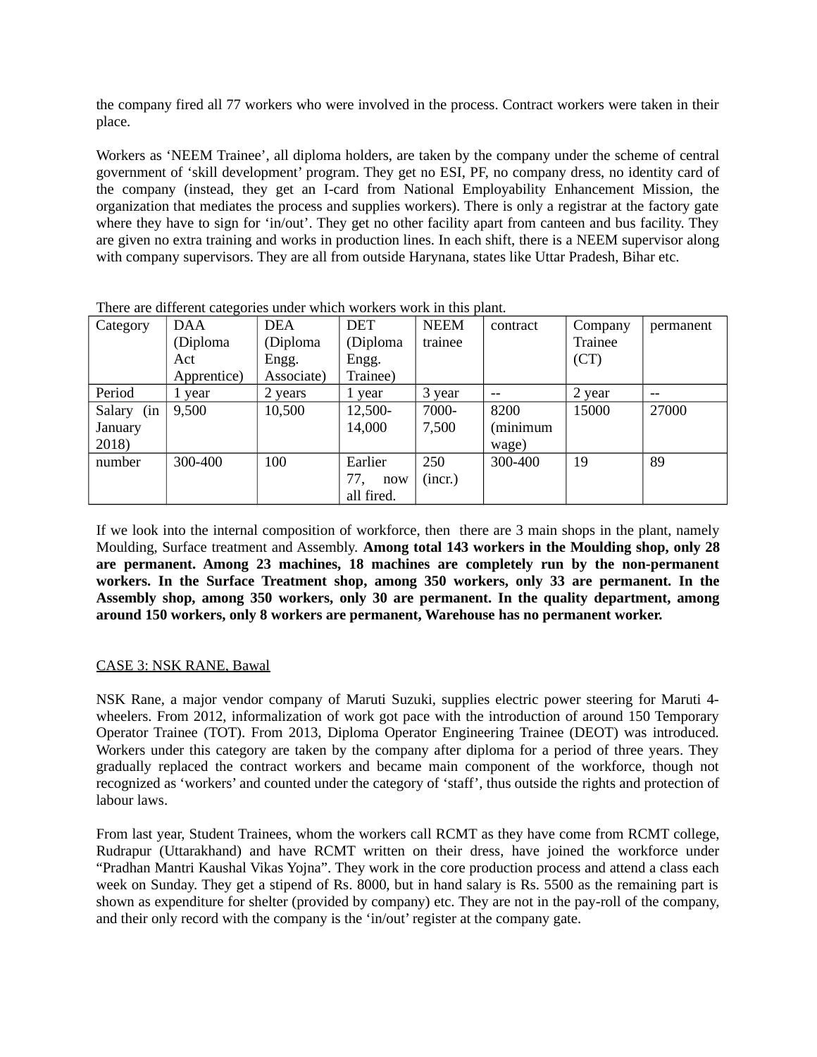the company fired all 77 workers who were involved in the process. Contract workers were taken in their place.

Workers as 'NEEM Trainee', all diploma holders, are taken by the company under the scheme of central government of 'skill development' program. They get no ESI, PF, no company dress, no identity card of the company (instead, they get an I-card from National Employability Enhancement Mission, the organization that mediates the process and supplies workers). There is only a registrar at the factory gate where they have to sign for 'in/out'. They get no other facility apart from canteen and bus facility. They are given no extra training and works in production lines. In each shift, there is a NEEM supervisor along with company supervisors. They are all from outside Harynana, states like Uttar Pradesh, Bihar etc.

There are different categories under which workers work in this plant.

| Category | DAA (Diploma Act Apprentice) | DEA (Diploma Engg. Associate) | DET (Diploma Engg. Trainee) | NEEM trainee | contract | Company Trainee (CT) | permanent |
|---|---|---|---|---|---|---|---|
| Period | 1 year | 2 years | 1 year | 3 year | -- | 2 year | -- |
| Salary (in January 2018) | 9,500 | 10,500 | 12,500-14,000 | 7000-7,500 | 8200 (minimum wage) | 15000 | 27000 |
| number | 300-400 | 100 | Earlier 77, now all fired. | 250 (incr.) | 300-400 | 19 | 89 |

If we look into the internal composition of workforce, then there are 3 main shops in the plant, namely Moulding, Surface treatment and Assembly. **Among total 143 workers in the Moulding shop, only 28 are permanent. Among 23 machines, 18 machines are completely run by the non-permanent workers. In the Surface Treatment shop, among 350 workers, only 33 are permanent. In the Assembly shop, among 350 workers, only 30 are permanent. In the quality department, among around 150 workers, only 8 workers are permanent, Warehouse has no permanent worker.**

CASE 3: NSK RANE, Bawal

NSK Rane, a major vendor company of Maruti Suzuki, supplies electric power steering for Maruti 4-wheelers. From 2012, informalization of work got pace with the introduction of around 150 Temporary Operator Trainee (TOT). From 2013, Diploma Operator Engineering Trainee (DEOT) was introduced. Workers under this category are taken by the company after diploma for a period of three years. They gradually replaced the contract workers and became main component of the workforce, though not recognized as 'workers' and counted under the category of 'staff', thus outside the rights and protection of labour laws.

From last year, Student Trainees, whom the workers call RCMT as they have come from RCMT college, Rudrapur (Uttarakhand) and have RCMT written on their dress, have joined the workforce under "Pradhan Mantri Kaushal Vikas Yojna". They work in the core production process and attend a class each week on Sunday. They get a stipend of Rs. 8000, but in hand salary is Rs. 5500 as the remaining part is shown as expenditure for shelter (provided by company) etc. They are not in the pay-roll of the company, and their only record with the company is the 'in/out' register at the company gate.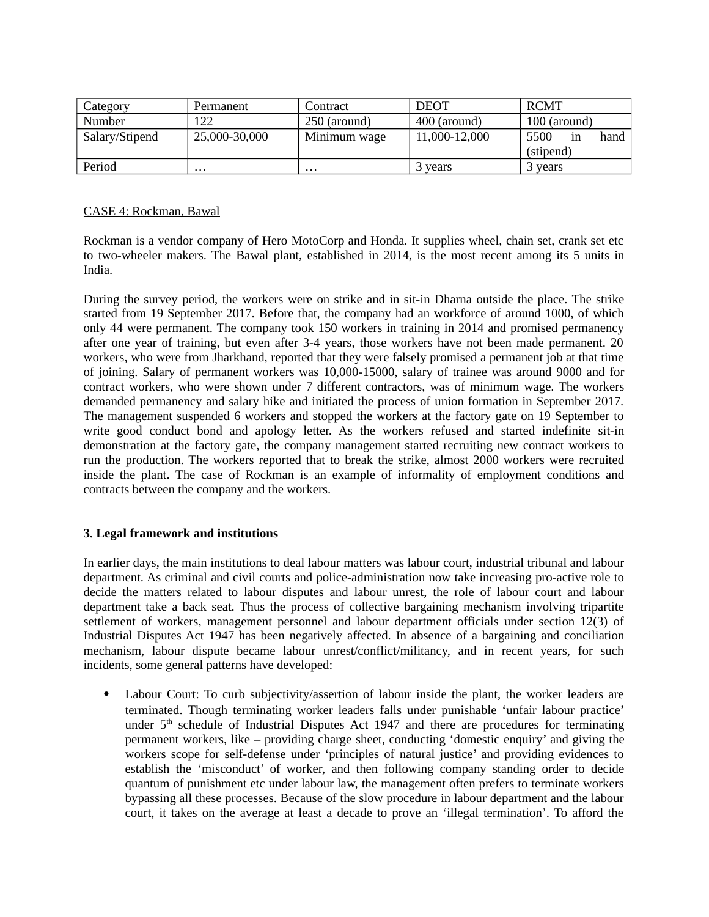| Category | Permanent | Contract | DEOT | RCMT |
|---|---|---|---|---|
| Number | 122 | 250 (around) | 400 (around) | 100 (around) |
| Salary/Stipend | 25,000-30,000 | Minimum wage | 11,000-12,000 | 5500 in hand (stipend) |
| Period | … | … | 3 years | 3 years |

CASE 4: Rockman, Bawal

Rockman is a vendor company of Hero MotoCorp and Honda. It supplies wheel, chain set, crank set etc to two-wheeler makers. The Bawal plant, established in 2014, is the most recent among its 5 units in India.

During the survey period, the workers were on strike and in sit-in Dharna outside the place. The strike started from 19 September 2017. Before that, the company had an workforce of around 1000, of which only 44 were permanent. The company took 150 workers in training in 2014 and promised permanency after one year of training, but even after 3-4 years, those workers have not been made permanent. 20 workers, who were from Jharkhand, reported that they were falsely promised a permanent job at that time of joining. Salary of permanent workers was 10,000-15000, salary of trainee was around 9000 and for contract workers, who were shown under 7 different contractors, was of minimum wage. The workers demanded permanency and salary hike and initiated the process of union formation in September 2017. The management suspended 6 workers and stopped the workers at the factory gate on 19 September to write good conduct bond and apology letter. As the workers refused and started indefinite sit-in demonstration at the factory gate, the company management started recruiting new contract workers to run the production. The workers reported that to break the strike, almost 2000 workers were recruited inside the plant. The case of Rockman is an example of informality of employment conditions and contracts between the company and the workers.

## 3. Legal framework and institutions

In earlier days, the main institutions to deal labour matters was labour court, industrial tribunal and labour department. As criminal and civil courts and police-administration now take increasing pro-active role to decide the matters related to labour disputes and labour unrest, the role of labour court and labour department take a back seat. Thus the process of collective bargaining mechanism involving tripartite settlement of workers, management personnel and labour department officials under section 12(3) of Industrial Disputes Act 1947 has been negatively affected. In absence of a bargaining and conciliation mechanism, labour dispute became labour unrest/conflict/militancy, and in recent years, for such incidents, some general patterns have developed:

- Labour Court: To curb subjectivity/assertion of labour inside the plant, the worker leaders are terminated. Though terminating worker leaders falls under punishable 'unfair labour practice' under 5th schedule of Industrial Disputes Act 1947 and there are procedures for terminating permanent workers, like – providing charge sheet, conducting 'domestic enquiry' and giving the workers scope for self-defense under 'principles of natural justice' and providing evidences to establish the 'misconduct' of worker, and then following company standing order to decide quantum of punishment etc under labour law, the management often prefers to terminate workers bypassing all these processes. Because of the slow procedure in labour department and the labour court, it takes on the average at least a decade to prove an 'illegal termination'. To afford the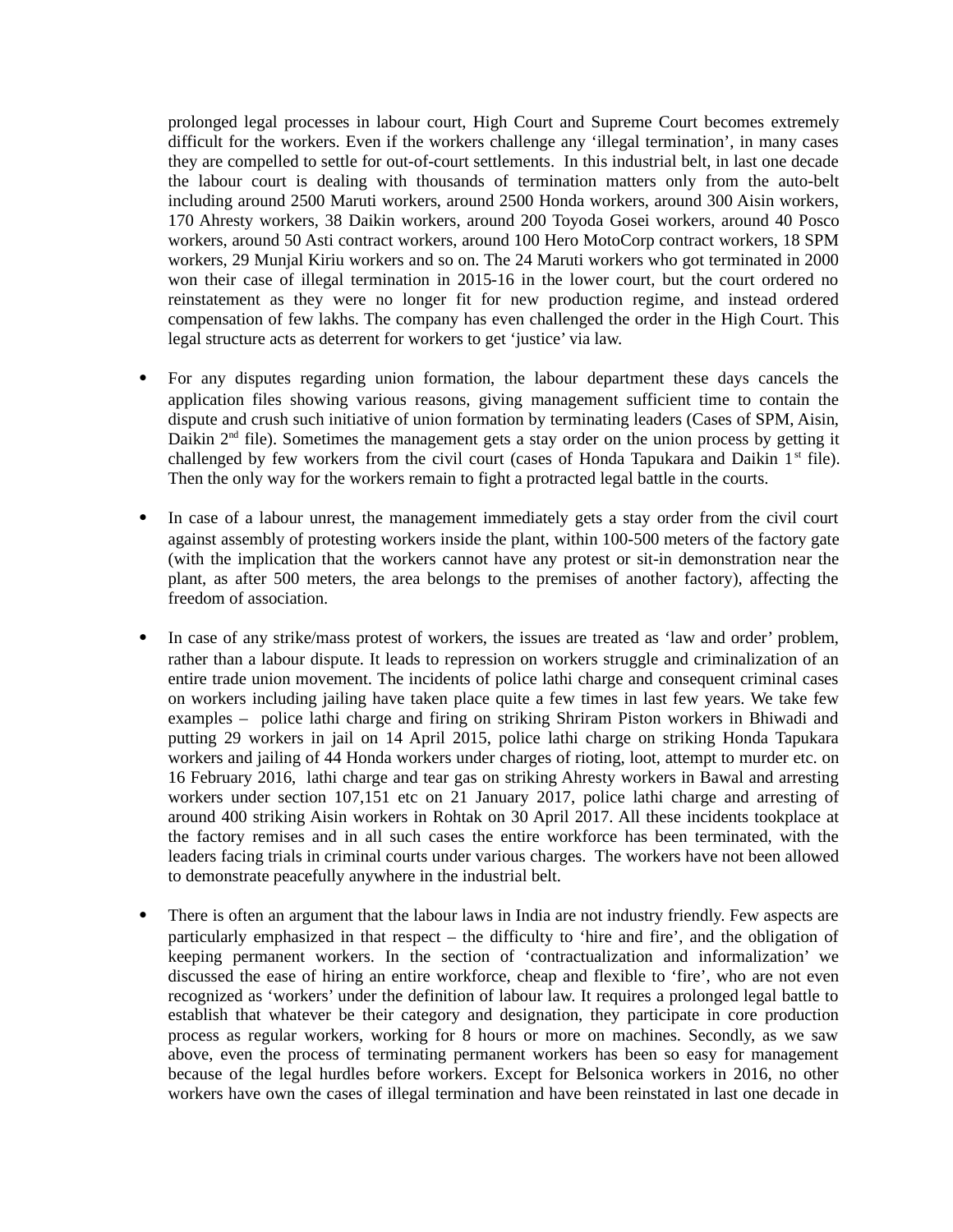prolonged legal processes in labour court, High Court and Supreme Court becomes extremely difficult for the workers. Even if the workers challenge any 'illegal termination', in many cases they are compelled to settle for out-of-court settlements. In this industrial belt, in last one decade the labour court is dealing with thousands of termination matters only from the auto-belt including around 2500 Maruti workers, around 2500 Honda workers, around 300 Aisin workers, 170 Ahresty workers, 38 Daikin workers, around 200 Toyoda Gosei workers, around 40 Posco workers, around 50 Asti contract workers, around 100 Hero MotoCorp contract workers, 18 SPM workers, 29 Munjal Kiriu workers and so on. The 24 Maruti workers who got terminated in 2000 won their case of illegal termination in 2015-16 in the lower court, but the court ordered no reinstatement as they were no longer fit for new production regime, and instead ordered compensation of few lakhs. The company has even challenged the order in the High Court. This legal structure acts as deterrent for workers to get 'justice' via law.

- For any disputes regarding union formation, the labour department these days cancels the application files showing various reasons, giving management sufficient time to contain the dispute and crush such initiative of union formation by terminating leaders (Cases of SPM, Aisin, Daikin 2nd file). Sometimes the management gets a stay order on the union process by getting it challenged by few workers from the civil court (cases of Honda Tapukara and Daikin 1st file). Then the only way for the workers remain to fight a protracted legal battle in the courts.

- In case of a labour unrest, the management immediately gets a stay order from the civil court against assembly of protesting workers inside the plant, within 100-500 meters of the factory gate (with the implication that the workers cannot have any protest or sit-in demonstration near the plant, as after 500 meters, the area belongs to the premises of another factory), affecting the freedom of association.

- In case of any strike/mass protest of workers, the issues are treated as 'law and order' problem, rather than a labour dispute. It leads to repression on workers struggle and criminalization of an entire trade union movement. The incidents of police lathi charge and consequent criminal cases on workers including jailing have taken place quite a few times in last few years. We take few examples – police lathi charge and firing on striking Shriram Piston workers in Bhiwadi and putting 29 workers in jail on 14 April 2015, police lathi charge on striking Honda Tapukara workers and jailing of 44 Honda workers under charges of rioting, loot, attempt to murder etc. on 16 February 2016, lathi charge and tear gas on striking Ahresty workers in Bawal and arresting workers under section 107,151 etc on 21 January 2017, police lathi charge and arresting of around 400 striking Aisin workers in Rohtak on 30 April 2017. All these incidents tookplace at the factory remises and in all such cases the entire workforce has been terminated, with the leaders facing trials in criminal courts under various charges. The workers have not been allowed to demonstrate peacefully anywhere in the industrial belt.

- There is often an argument that the labour laws in India are not industry friendly. Few aspects are particularly emphasized in that respect – the difficulty to 'hire and fire', and the obligation of keeping permanent workers. In the section of 'contractualization and informalization' we discussed the ease of hiring an entire workforce, cheap and flexible to 'fire', who are not even recognized as 'workers' under the definition of labour law. It requires a prolonged legal battle to establish that whatever be their category and designation, they participate in core production process as regular workers, working for 8 hours or more on machines. Secondly, as we saw above, even the process of terminating permanent workers has been so easy for management because of the legal hurdles before workers. Except for Belsonica workers in 2016, no other workers have own the cases of illegal termination and have been reinstated in last one decade in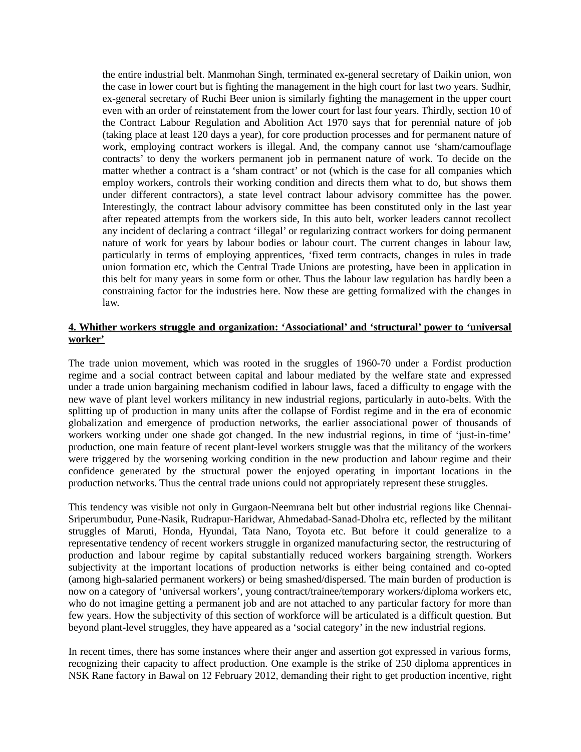> the entire industrial belt. Manmohan Singh, terminated ex-general secretary of Daikin union, won the case in lower court but is fighting the management in the high court for last two years. Sudhir, ex-general secretary of Ruchi Beer union is similarly fighting the management in the upper court even with an order of reinstatement from the lower court for last four years. Thirdly, section 10 of the Contract Labour Regulation and Abolition Act 1970 says that for perennial nature of job (taking place at least 120 days a year), for core production processes and for permanent nature of work, employing contract workers is illegal. And, the company cannot use 'sham/camouflage contracts' to deny the workers permanent job in permanent nature of work. To decide on the matter whether a contract is a 'sham contract' or not (which is the case for all companies which employ workers, controls their working condition and directs them what to do, but shows them under different contractors), a state level contract labour advisory committee has the power. Interestingly, the contract labour advisory committee has been constituted only in the last year after repeated attempts from the workers side, In this auto belt, worker leaders cannot recollect any incident of declaring a contract 'illegal' or regularizing contract workers for doing permanent nature of work for years by labour bodies or labour court. The current changes in labour law, particularly in terms of employing apprentices, 'fixed term contracts, changes in rules in trade union formation etc, which the Central Trade Unions are protesting, have been in application in this belt for many years in some form or other. Thus the labour law regulation has hardly been a constraining factor for the industries here. Now these are getting formalized with the changes in law.

**4. Whither workers struggle and organization: 'Associational' and 'structural' power to 'universal worker'**

The trade union movement, which was rooted in the sruggles of 1960-70 under a Fordist production regime and a social contract between capital and labour mediated by the welfare state and expressed under a trade union bargaining mechanism codified in labour laws, faced a difficulty to engage with the new wave of plant level workers militancy in new industrial regions, particularly in auto-belts. With the splitting up of production in many units after the collapse of Fordist regime and in the era of economic globalization and emergence of production networks, the earlier associational power of thousands of workers working under one shade got changed. In the new industrial regions, in time of 'just-in-time' production, one main feature of recent plant-level workers struggle was that the militancy of the workers were triggered by the worsening working condition in the new production and labour regime and their confidence generated by the structural power the enjoyed operating in important locations in the production networks. Thus the central trade unions could not appropriately represent these struggles.

This tendency was visible not only in Gurgaon-Neemrana belt but other industrial regions like Chennai-Sriperumbudur, Pune-Nasik, Rudrapur-Haridwar, Ahmedabad-Sanad-Dholra etc, reflected by the militant struggles of Maruti, Honda, Hyundai, Tata Nano, Toyota etc. But before it could generalize to a representative tendency of recent workers struggle in organized manufacturing sector, the restructuring of production and labour regime by capital substantially reduced workers bargaining strength. Workers subjectivity at the important locations of production networks is either being contained and co-opted (among high-salaried permanent workers) or being smashed/dispersed. The main burden of production is now on a category of 'universal workers', young contract/trainee/temporary workers/diploma workers etc, who do not imagine getting a permanent job and are not attached to any particular factory for more than few years. How the subjectivity of this section of workforce will be articulated is a difficult question. But beyond plant-level struggles, they have appeared as a 'social category' in the new industrial regions.

In recent times, there has some instances where their anger and assertion got expressed in various forms, recognizing their capacity to affect production. One example is the strike of 250 diploma apprentices in NSK Rane factory in Bawal on 12 February 2012, demanding their right to get production incentive, right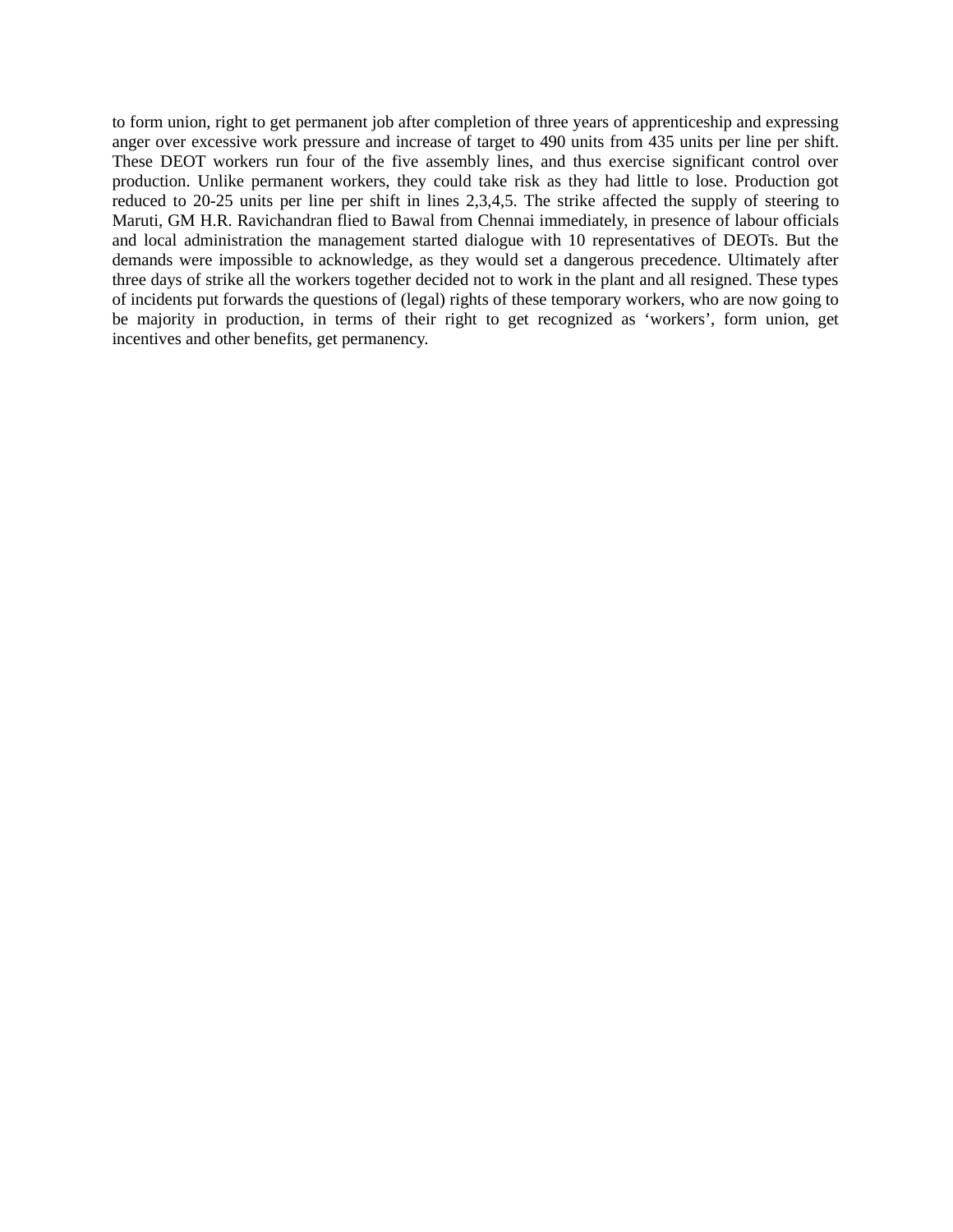to form union, right to get permanent job after completion of three years of apprenticeship and expressing anger over excessive work pressure and increase of target to 490 units from 435 units per line per shift. These DEOT workers run four of the five assembly lines, and thus exercise significant control over production. Unlike permanent workers, they could take risk as they had little to lose. Production got reduced to 20-25 units per line per shift in lines 2,3,4,5. The strike affected the supply of steering to Maruti, GM H.R. Ravichandran flied to Bawal from Chennai immediately, in presence of labour officials and local administration the management started dialogue with 10 representatives of DEOTs. But the demands were impossible to acknowledge, as they would set a dangerous precedence. Ultimately after three days of strike all the workers together decided not to work in the plant and all resigned. These types of incidents put forwards the questions of (legal) rights of these temporary workers, who are now going to be majority in production, in terms of their right to get recognized as 'workers', form union, get incentives and other benefits, get permanency.